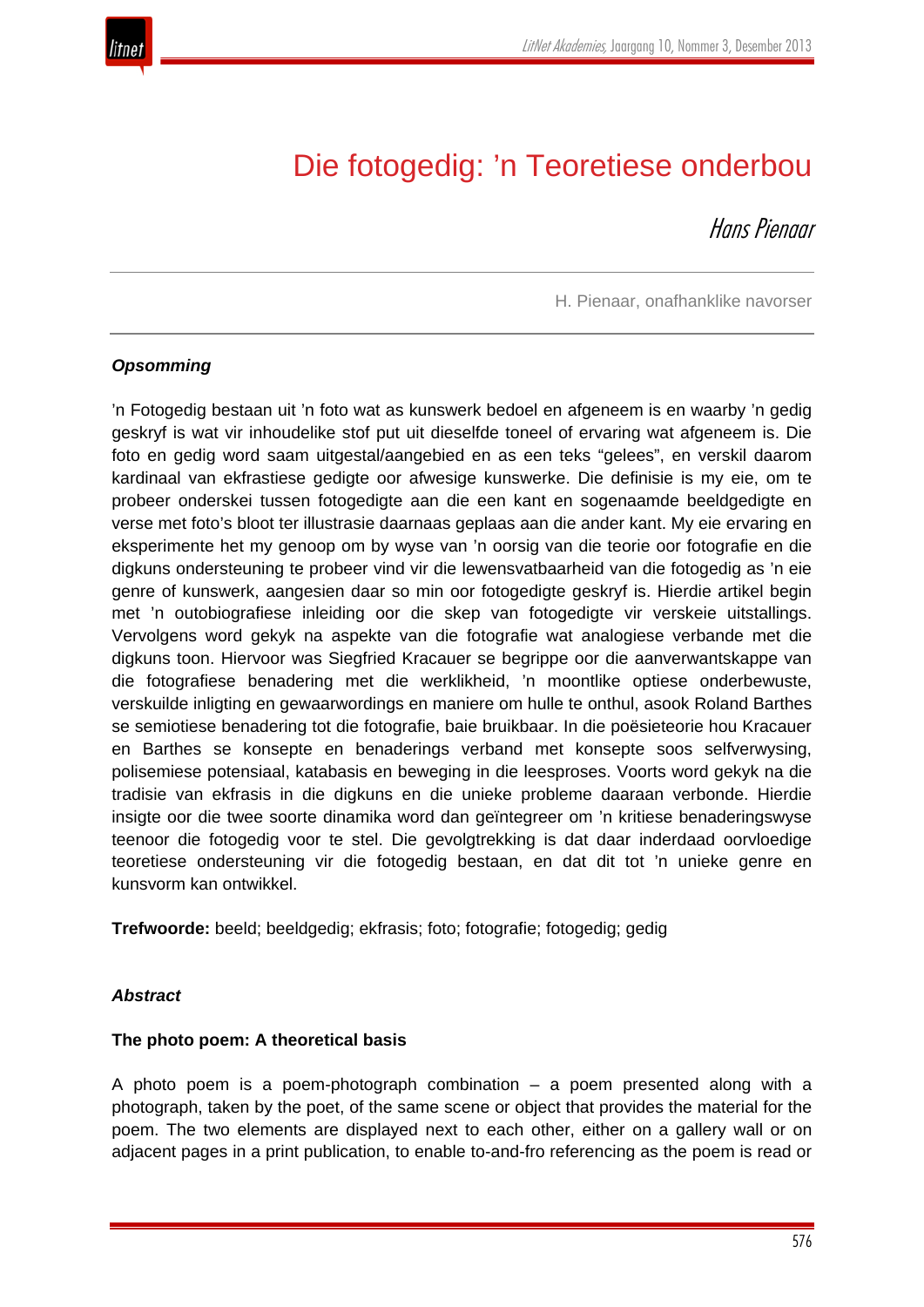# Die fotogedig: ’n Teoretiese onderbou

*Hans Pienaar*

H. Pienaar, onafhanklike navorser

***Opsomming***

’n Fotogedig bestaan uit ’n foto wat as kunswerk bedoel en afgeneem is en waarby ’n gedig geskryf is wat vir inhoudelike stof put uit dieselfde toneel of ervaring wat afgeneem is. Die foto en gedig word saam uitgestal/aangebied en as een teks “gelees”, en verskil daarom kardinaal van ekfrastiese gedigte oor afwesige kunswerke. Die definisie is my eie, om te probeer onderskei tussen fotogedigte aan die een kant en sogenaamde beeldgedigte en verse met foto’s bloot ter illustrasie daarnaas geplaas aan die ander kant. My eie ervaring en eksperimente het my genoop om by wyse van ’n oorsig van die teorie oor fotografie en die digkuns ondersteuning te probeer vind vir die lewensvatbaarheid van die fotogedig as ’n eie genre of kunswerk, aangesien daar so min oor fotogedigte geskryf is. Hierdie artikel begin met ’n outobiografiese inleiding oor die skep van fotogedigte vir verskeie uitstallings. Vervolgens word gekyk na aspekte van die fotografie wat analogiese verbande met die digkuns toon. Hiervoor was Siegfried Kracauer se begrippe oor die aanverwantskappe van die fotografiese benadering met die werklikheid, ’n moontlike optiese onderbewuste, verskuilde inligting en gewaarwordings en maniere om hulle te onthul, asook Roland Barthes se semiotiese benadering tot die fotografie, baie bruikbaar. In die poësieteorie hou Kracauer en Barthes se konsepte en benaderings verband met konsepte soos selfverwysing, polisemiese potensiaal, katabasis en beweging in die leesproses. Voorts word gekyk na die tradisie van ekfrasis in die digkuns en die unieke probleme daaraan verbonde. Hierdie insigte oor die twee soorte dinamika word dan geïntegreer om ’n kritiese benaderingswyse teenoor die fotogedig voor te stel. Die gevolgtrekking is dat daar inderdaad oorvloedige teoretiese ondersteuning vir die fotogedig bestaan, en dat dit tot ’n unieke genre en kunsvorm kan ontwikkel.

**Trefwoorde:** beeld; beeldgedig; ekfrasis; foto; fotografie; fotogedig; gedig

***Abstract***

**The photo poem: A theoretical basis**

A photo poem is a poem-photograph combination – a poem presented along with a photograph, taken by the poet, of the same scene or object that provides the material for the poem. The two elements are displayed next to each other, either on a gallery wall or on adjacent pages in a print publication, to enable to-and-fro referencing as the poem is read or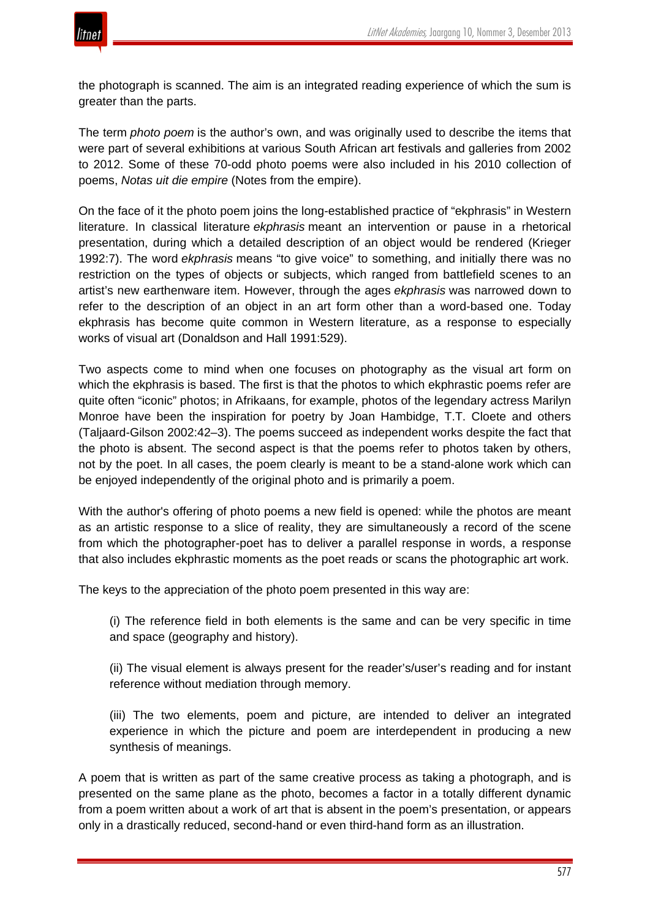the photograph is scanned. The aim is an integrated reading experience of which the sum is greater than the parts.

The term *photo poem* is the author's own, and was originally used to describe the items that were part of several exhibitions at various South African art festivals and galleries from 2002 to 2012. Some of these 70-odd photo poems were also included in his 2010 collection of poems, *Notas uit die empire* (Notes from the empire).

On the face of it the photo poem joins the long-established practice of "ekphrasis" in Western literature. In classical literature *ekphrasis* meant an intervention or pause in a rhetorical presentation, during which a detailed description of an object would be rendered (Krieger 1992:7). The word *ekphrasis* means "to give voice" to something, and initially there was no restriction on the types of objects or subjects, which ranged from battlefield scenes to an artist's new earthenware item. However, through the ages *ekphrasis* was narrowed down to refer to the description of an object in an art form other than a word-based one. Today ekphrasis has become quite common in Western literature, as a response to especially works of visual art (Donaldson and Hall 1991:529).

Two aspects come to mind when one focuses on photography as the visual art form on which the ekphrasis is based. The first is that the photos to which ekphrastic poems refer are quite often "iconic" photos; in Afrikaans, for example, photos of the legendary actress Marilyn Monroe have been the inspiration for poetry by Joan Hambidge, T.T. Cloete and others (Taljaard-Gilson 2002:42–3). The poems succeed as independent works despite the fact that the photo is absent. The second aspect is that the poems refer to photos taken by others, not by the poet. In all cases, the poem clearly is meant to be a stand-alone work which can be enjoyed independently of the original photo and is primarily a poem.

With the author's offering of photo poems a new field is opened: while the photos are meant as an artistic response to a slice of reality, they are simultaneously a record of the scene from which the photographer-poet has to deliver a parallel response in words, a response that also includes ekphrastic moments as the poet reads or scans the photographic art work.

The keys to the appreciation of the photo poem presented in this way are:

> (i) The reference field in both elements is the same and can be very specific in time and space (geography and history).
>
> (ii) The visual element is always present for the reader's/user's reading and for instant reference without mediation through memory.
>
> (iii) The two elements, poem and picture, are intended to deliver an integrated experience in which the picture and poem are interdependent in producing a new synthesis of meanings.

A poem that is written as part of the same creative process as taking a photograph, and is presented on the same plane as the photo, becomes a factor in a totally different dynamic from a poem written about a work of art that is absent in the poem's presentation, or appears only in a drastically reduced, second-hand or even third-hand form as an illustration.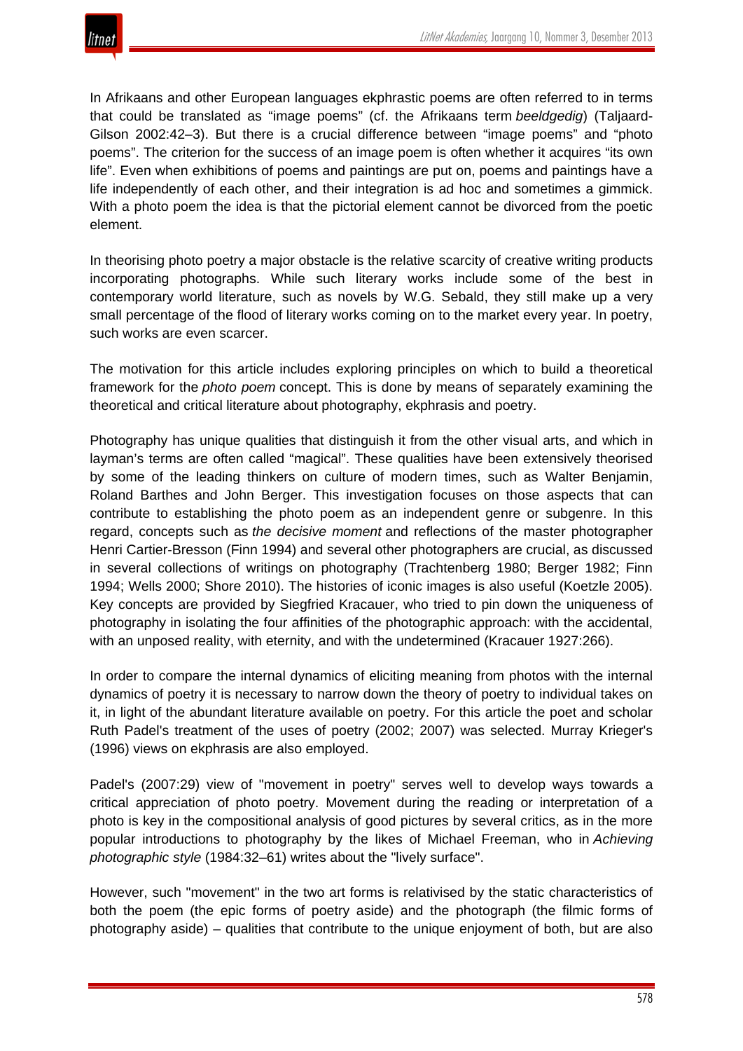In Afrikaans and other European languages ekphrastic poems are often referred to in terms that could be translated as "image poems" (cf. the Afrikaans term *beeldgedig*) (Taljaard-Gilson 2002:42–3). But there is a crucial difference between "image poems" and "photo poems". The criterion for the success of an image poem is often whether it acquires "its own life". Even when exhibitions of poems and paintings are put on, poems and paintings have a life independently of each other, and their integration is ad hoc and sometimes a gimmick. With a photo poem the idea is that the pictorial element cannot be divorced from the poetic element.

In theorising photo poetry a major obstacle is the relative scarcity of creative writing products incorporating photographs. While such literary works include some of the best in contemporary world literature, such as novels by W.G. Sebald, they still make up a very small percentage of the flood of literary works coming on to the market every year. In poetry, such works are even scarcer.

The motivation for this article includes exploring principles on which to build a theoretical framework for the *photo poem* concept. This is done by means of separately examining the theoretical and critical literature about photography, ekphrasis and poetry.

Photography has unique qualities that distinguish it from the other visual arts, and which in layman's terms are often called "magical". These qualities have been extensively theorised by some of the leading thinkers on culture of modern times, such as Walter Benjamin, Roland Barthes and John Berger. This investigation focuses on those aspects that can contribute to establishing the photo poem as an independent genre or subgenre. In this regard, concepts such as *the decisive moment* and reflections of the master photographer Henri Cartier-Bresson (Finn 1994) and several other photographers are crucial, as discussed in several collections of writings on photography (Trachtenberg 1980; Berger 1982; Finn 1994; Wells 2000; Shore 2010). The histories of iconic images is also useful (Koetzle 2005). Key concepts are provided by Siegfried Kracauer, who tried to pin down the uniqueness of photography in isolating the four affinities of the photographic approach: with the accidental, with an unposed reality, with eternity, and with the undetermined (Kracauer 1927:266).

In order to compare the internal dynamics of eliciting meaning from photos with the internal dynamics of poetry it is necessary to narrow down the theory of poetry to individual takes on it, in light of the abundant literature available on poetry. For this article the poet and scholar Ruth Padel's treatment of the uses of poetry (2002; 2007) was selected. Murray Krieger's (1996) views on ekphrasis are also employed.

Padel's (2007:29) view of "movement in poetry" serves well to develop ways towards a critical appreciation of photo poetry. Movement during the reading or interpretation of a photo is key in the compositional analysis of good pictures by several critics, as in the more popular introductions to photography by the likes of Michael Freeman, who in *Achieving photographic style* (1984:32–61) writes about the "lively surface".

However, such "movement" in the two art forms is relativised by the static characteristics of both the poem (the epic forms of poetry aside) and the photograph (the filmic forms of photography aside) – qualities that contribute to the unique enjoyment of both, but are also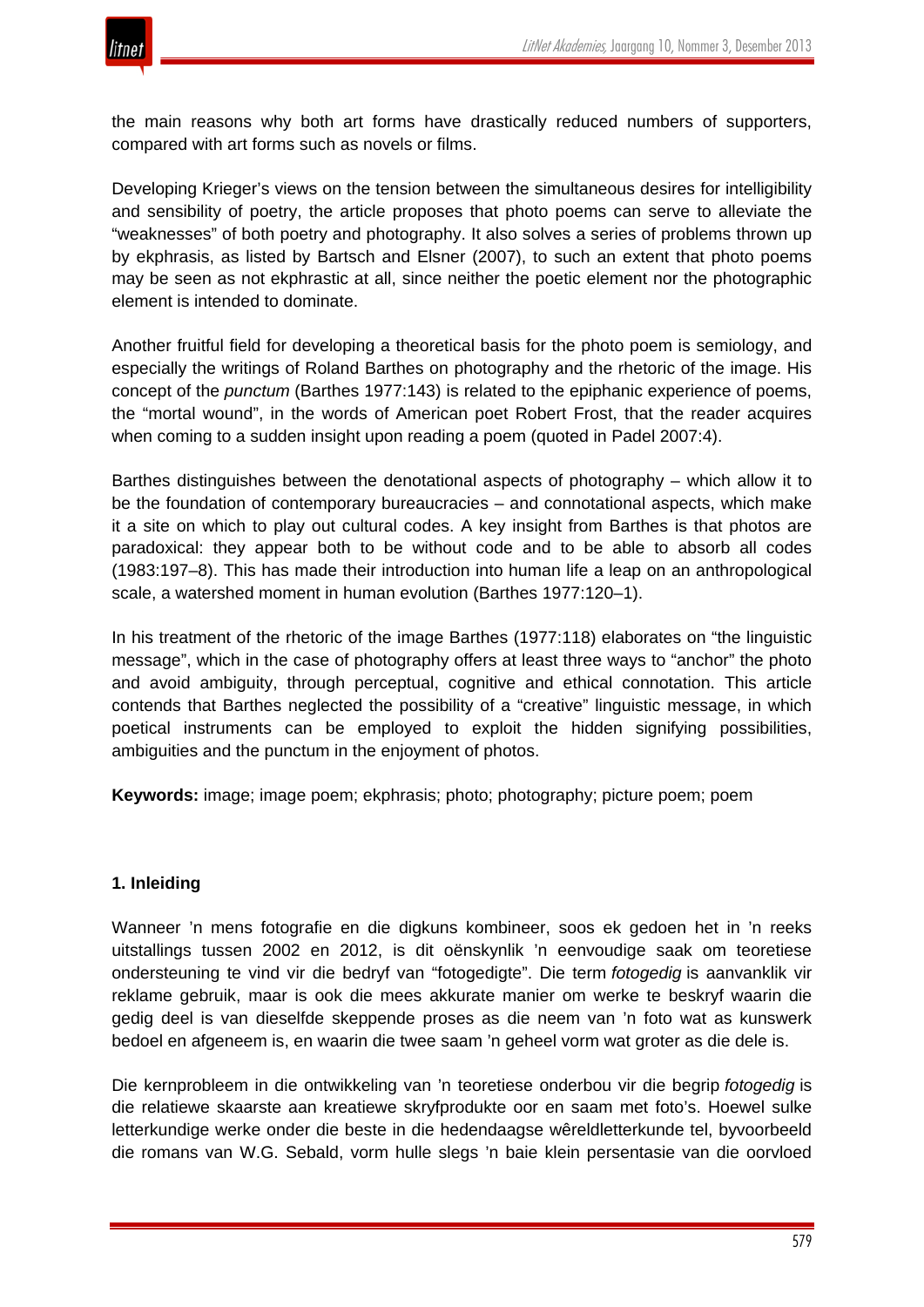the main reasons why both art forms have drastically reduced numbers of supporters, compared with art forms such as novels or films.

Developing Krieger's views on the tension between the simultaneous desires for intelligibility and sensibility of poetry, the article proposes that photo poems can serve to alleviate the "weaknesses" of both poetry and photography. It also solves a series of problems thrown up by ekphrasis, as listed by Bartsch and Elsner (2007), to such an extent that photo poems may be seen as not ekphrastic at all, since neither the poetic element nor the photographic element is intended to dominate.

Another fruitful field for developing a theoretical basis for the photo poem is semiology, and especially the writings of Roland Barthes on photography and the rhetoric of the image. His concept of the *punctum* (Barthes 1977:143) is related to the epiphanic experience of poems, the "mortal wound", in the words of American poet Robert Frost, that the reader acquires when coming to a sudden insight upon reading a poem (quoted in Padel 2007:4).

Barthes distinguishes between the denotational aspects of photography – which allow it to be the foundation of contemporary bureaucracies – and connotational aspects, which make it a site on which to play out cultural codes. A key insight from Barthes is that photos are paradoxical: they appear both to be without code and to be able to absorb all codes (1983:197–8). This has made their introduction into human life a leap on an anthropological scale, a watershed moment in human evolution (Barthes 1977:120–1).

In his treatment of the rhetoric of the image Barthes (1977:118) elaborates on "the linguistic message", which in the case of photography offers at least three ways to "anchor" the photo and avoid ambiguity, through perceptual, cognitive and ethical connotation. This article contends that Barthes neglected the possibility of a "creative" linguistic message, in which poetical instruments can be employed to exploit the hidden signifying possibilities, ambiguities and the punctum in the enjoyment of photos.

**Keywords:** image; image poem; ekphrasis; photo; photography; picture poem; poem

## 1. Inleiding

Wanneer 'n mens fotografie en die digkuns kombineer, soos ek gedoen het in 'n reeks uitstallings tussen 2002 en 2012, is dit oënskynlik 'n eenvoudige saak om teoretiese ondersteuning te vind vir die bedryf van "fotogedigte". Die term *fotogedig* is aanvanklik vir reklame gebruik, maar is ook die mees akkurate manier om werke te beskryf waarin die gedig deel is van dieselfde skeppende proses as die neem van 'n foto wat as kunswerk bedoel en afgeneem is, en waarin die twee saam 'n geheel vorm wat groter as die dele is.

Die kernprobleem in die ontwikkeling van 'n teoretiese onderbou vir die begrip *fotogedig* is die relatiewe skaarste aan kreatiewe skryfprodukte oor en saam met foto's. Hoewel sulke letterkundige werke onder die beste in die hedendaagse wêreldletterkunde tel, byvoorbeeld die romans van W.G. Sebald, vorm hulle slegs 'n baie klein persentasie van die oorvloed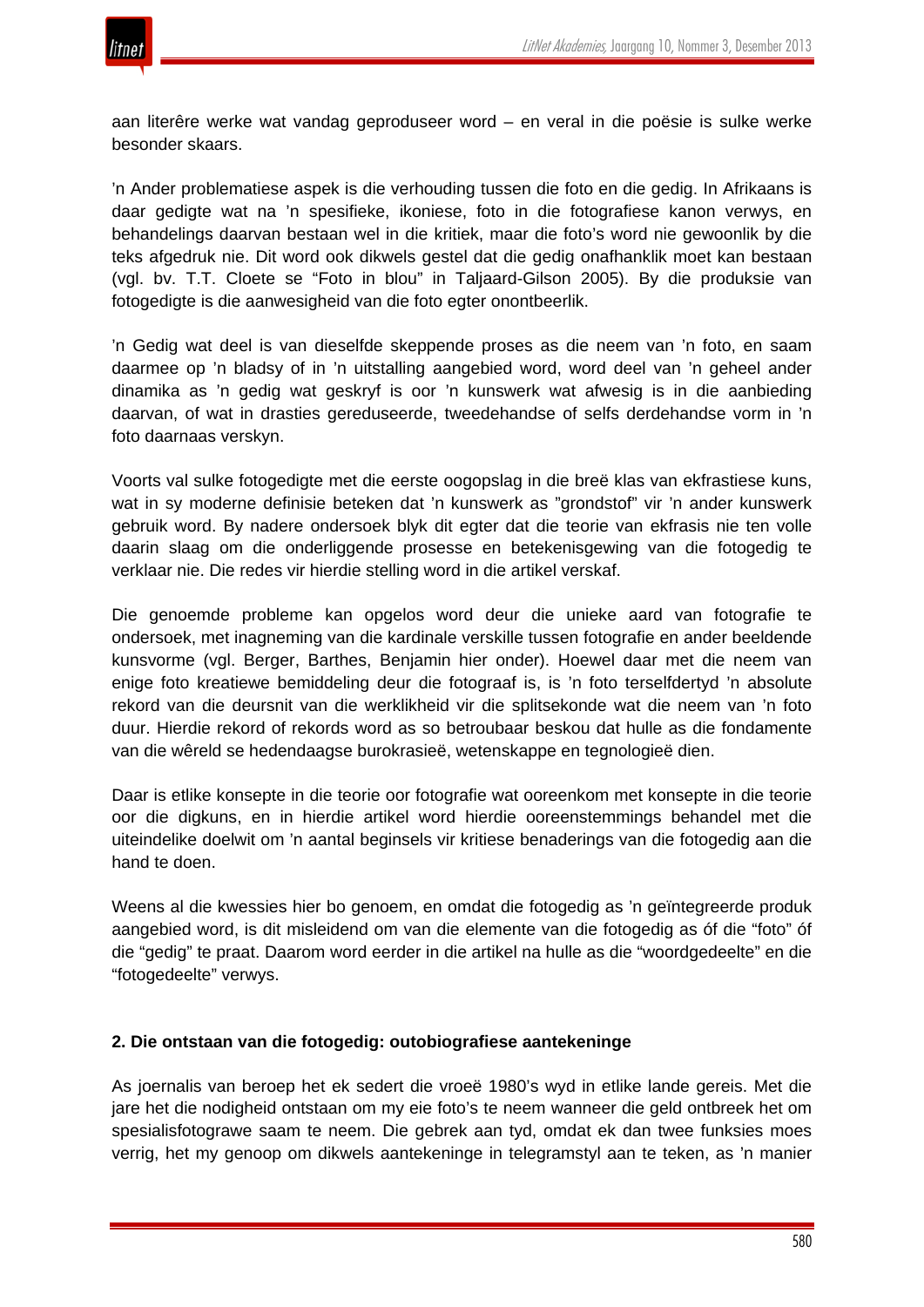aan literêre werke wat vandag geproduseer word – en veral in die poësie is sulke werke besonder skaars.

’n Ander problematiese aspek is die verhouding tussen die foto en die gedig. In Afrikaans is daar gedigte wat na ’n spesifieke, ikoniese, foto in die fotografiese kanon verwys, en behandelings daarvan bestaan wel in die kritiek, maar die foto’s word nie gewoonlik by die teks afgedruk nie. Dit word ook dikwels gestel dat die gedig onafhanklik moet kan bestaan (vgl. bv. T.T. Cloete se “Foto in blou” in Taljaard-Gilson 2005). By die produksie van fotogedigte is die aanwesigheid van die foto egter onontbeerlik.

’n Gedig wat deel is van dieselfde skeppende proses as die neem van ’n foto, en saam daarmee op ’n bladsy of in ’n uitstalling aangebied word, word deel van ’n geheel ander dinamika as ’n gedig wat geskryf is oor ’n kunswerk wat afwesig is in die aanbieding daarvan, of wat in drasties gereduseerde, tweedehandse of selfs derdehandse vorm in ’n foto daarnaas verskyn.

Voorts val sulke fotogedigte met die eerste oogopslag in die breë klas van ekfrastiese kuns, wat in sy moderne definisie beteken dat ’n kunswerk as ”grondstof” vir ’n ander kunswerk gebruik word. By nadere ondersoek blyk dit egter dat die teorie van ekfrasis nie ten volle daarin slaag om die onderliggende prosesse en betekenisgewing van die fotogedig te verklaar nie. Die redes vir hierdie stelling word in die artikel verskaf.

Die genoemde probleme kan opgelos word deur die unieke aard van fotografie te ondersoek, met inagneming van die kardinale verskille tussen fotografie en ander beeldende kunsvorme (vgl. Berger, Barthes, Benjamin hier onder). Hoewel daar met die neem van enige foto kreatiewe bemiddeling deur die fotograaf is, is ’n foto terselfdertyd ’n absolute rekord van die deursnit van die werklikheid vir die splitsekonde wat die neem van ’n foto duur. Hierdie rekord of rekords word as so betroubaar beskou dat hulle as die fondamente van die wêreld se hedendaagse burokrasieë, wetenskappe en tegnologieë dien.

Daar is etlike konsepte in die teorie oor fotografie wat ooreenkom met konsepte in die teorie oor die digkuns, en in hierdie artikel word hierdie ooreenstemmings behandel met die uiteindelike doelwit om ’n aantal beginsels vir kritiese benaderings van die fotogedig aan die hand te doen.

Weens al die kwessies hier bo genoem, en omdat die fotogedig as ’n geïntegreerde produk aangebied word, is dit misleidend om van die elemente van die fotogedig as óf die “foto” óf die “gedig” te praat. Daarom word eerder in die artikel na hulle as die “woordgedeelte” en die “fotogedeelte” verwys.

## 2. Die ontstaan van die fotogedig: outobiografiese aantekeninge

As joernalis van beroep het ek sedert die vroeë 1980’s wyd in etlike lande gereis. Met die jare het die nodigheid ontstaan om my eie foto’s te neem wanneer die geld ontbreek het om spesialisfotograwe saam te neem. Die gebrek aan tyd, omdat ek dan twee funksies moes verrig, het my genoop om dikwels aantekeninge in telegramstyl aan te teken, as ’n manier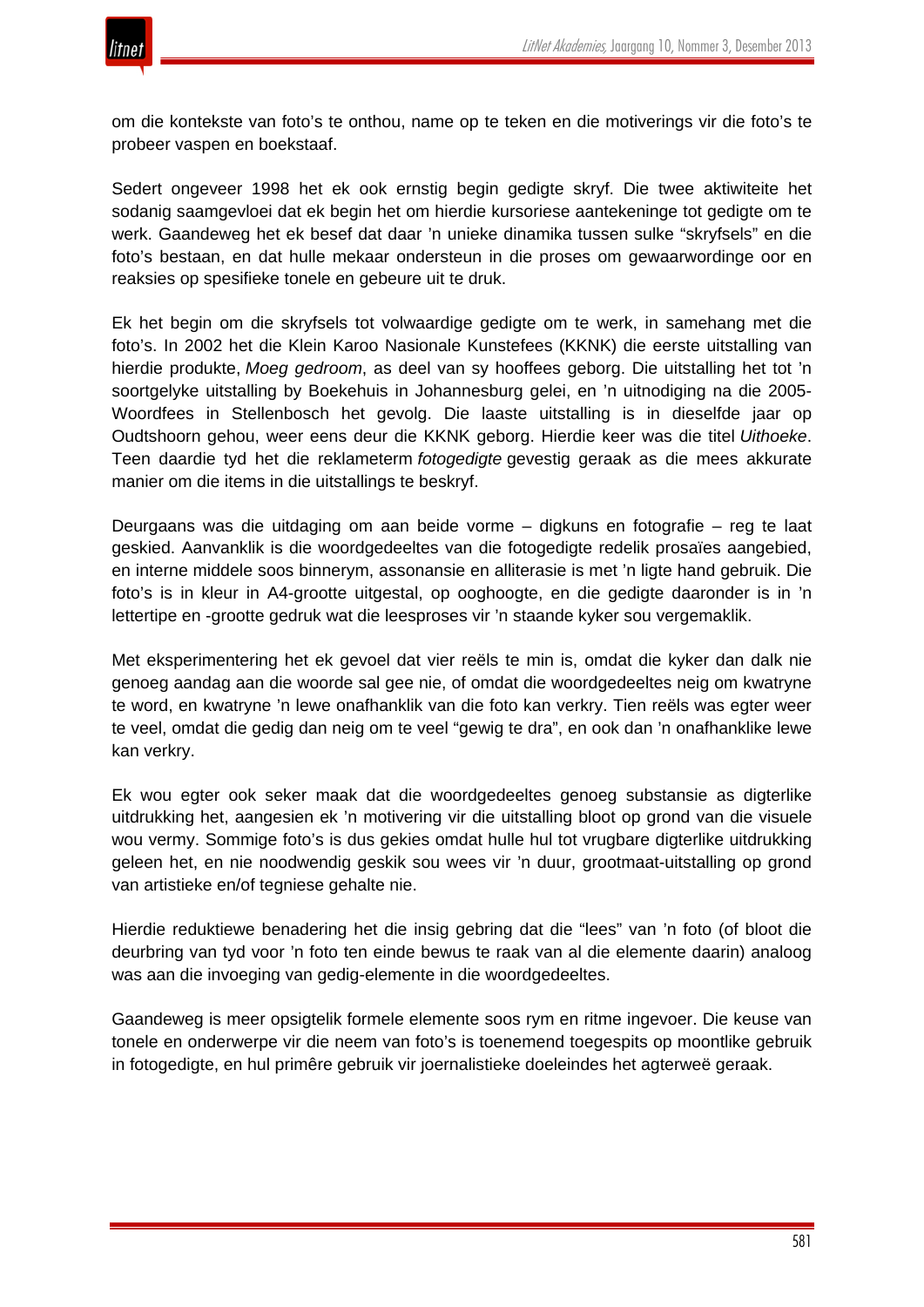om die kontekste van foto's te onthou, name op te teken en die motiverings vir die foto's te probeer vaspen en boekstaaf.

Sedert ongeveer 1998 het ek ook ernstig begin gedigte skryf. Die twee aktiwiteite het sodanig saamgevloei dat ek begin het om hierdie kursoriese aantekeninge tot gedigte om te werk. Gaandeweg het ek besef dat daar 'n unieke dinamika tussen sulke "skryfsels" en die foto's bestaan, en dat hulle mekaar ondersteun in die proses om gewaarwordinge oor en reaksies op spesifieke tonele en gebeure uit te druk.

Ek het begin om die skryfsels tot volwaardige gedigte om te werk, in samehang met die foto's. In 2002 het die Klein Karoo Nasionale Kunstefees (KKNK) die eerste uitstalling van hierdie produkte, *Moeg gedroom*, as deel van sy hooffees geborg. Die uitstalling het tot 'n soortgelyke uitstalling by Boekehuis in Johannesburg gelei, en 'n uitnodiging na die 2005-Woordfees in Stellenbosch het gevolg. Die laaste uitstalling is in dieselfde jaar op Oudtshoorn gehou, weer eens deur die KKNK geborg. Hierdie keer was die titel *Uithoeke*. Teen daardie tyd het die reklameterm *fotogedigte* gevestig geraak as die mees akkurate manier om die items in die uitstallings te beskryf.

Deurgaans was die uitdaging om aan beide vorme – digkuns en fotografie – reg te laat geskied. Aanvanklik is die woordgedeeltes van die fotogedigte redelik prosaïes aangebied, en interne middele soos binnerym, assonansie en alliterasie is met 'n ligte hand gebruik. Die foto's is in kleur in A4-grootte uitgestal, op ooghoogte, en die gedigte daaronder is in 'n lettertipe en -grootte gedruk wat die leesproses vir 'n staande kyker sou vergemaklik.

Met eksperimentering het ek gevoel dat vier reëls te min is, omdat die kyker dan dalk nie genoeg aandag aan die woorde sal gee nie, of omdat die woordgedeeltes neig om kwatryne te word, en kwatryne 'n lewe onafhanklik van die foto kan verkry. Tien reëls was egter weer te veel, omdat die gedig dan neig om te veel "gewig te dra", en ook dan 'n onafhanklike lewe kan verkry.

Ek wou egter ook seker maak dat die woordgedeeltes genoeg substansie as digterlike uitdrukking het, aangesien ek 'n motivering vir die uitstalling bloot op grond van die visuele wou vermy. Sommige foto's is dus gekies omdat hulle hul tot vrugbare digterlike uitdrukking geleen het, en nie noodwendig geskik sou wees vir 'n duur, grootmaat-uitstalling op grond van artistieke en/of tegniese gehalte nie.

Hierdie reduktiewe benadering het die insig gebring dat die "lees" van 'n foto (of bloot die deurbring van tyd voor 'n foto ten einde bewus te raak van al die elemente daarin) analoog was aan die invoeging van gedig-elemente in die woordgedeeltes.

Gaandeweg is meer opsigtelik formele elemente soos rym en ritme ingevoer. Die keuse van tonele en onderwerpe vir die neem van foto's is toenemend toegespits op moontlike gebruik in fotogedigte, en hul primêre gebruik vir joernalistieke doeleindes het agterweë geraak.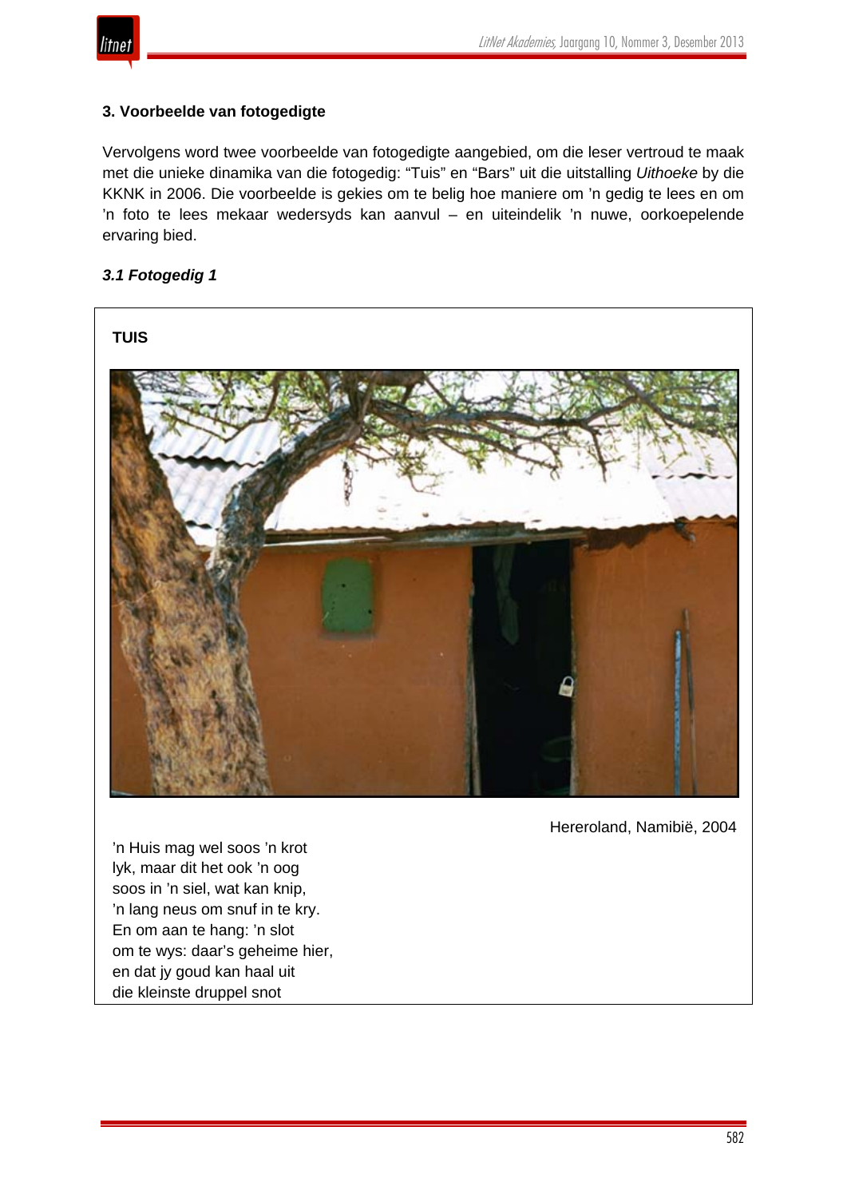### 3. Voorbeelde van fotogedigte

Vervolgens word twee voorbeelde van fotogedigte aangebied, om die leser vertroud te maak met die unieke dinamika van die fotogedig: "Tuis" en "Bars" uit die uitstalling *Uithoeke* by die KKNK in 2006. Die voorbeelde is gekies om te belig hoe maniere om 'n gedig te lees en om 'n foto te lees mekaar wedersyds kan aanvul – en uiteindelik 'n nuwe, oorkoepelende ervaring bied.

#### *3.1 Fotogedig 1*

**TUIS**

Hereroland, Namibië, 2004

'n Huis mag wel soos 'n krot  
lyk, maar dit het ook 'n oog  
soos in 'n siel, wat kan knip,  
'n lang neus om snuf in te kry.  
En om aan te hang: 'n slot  
om te wys: daar's geheime hier,  
en dat jy goud kan haal uit  
die kleinste druppel snot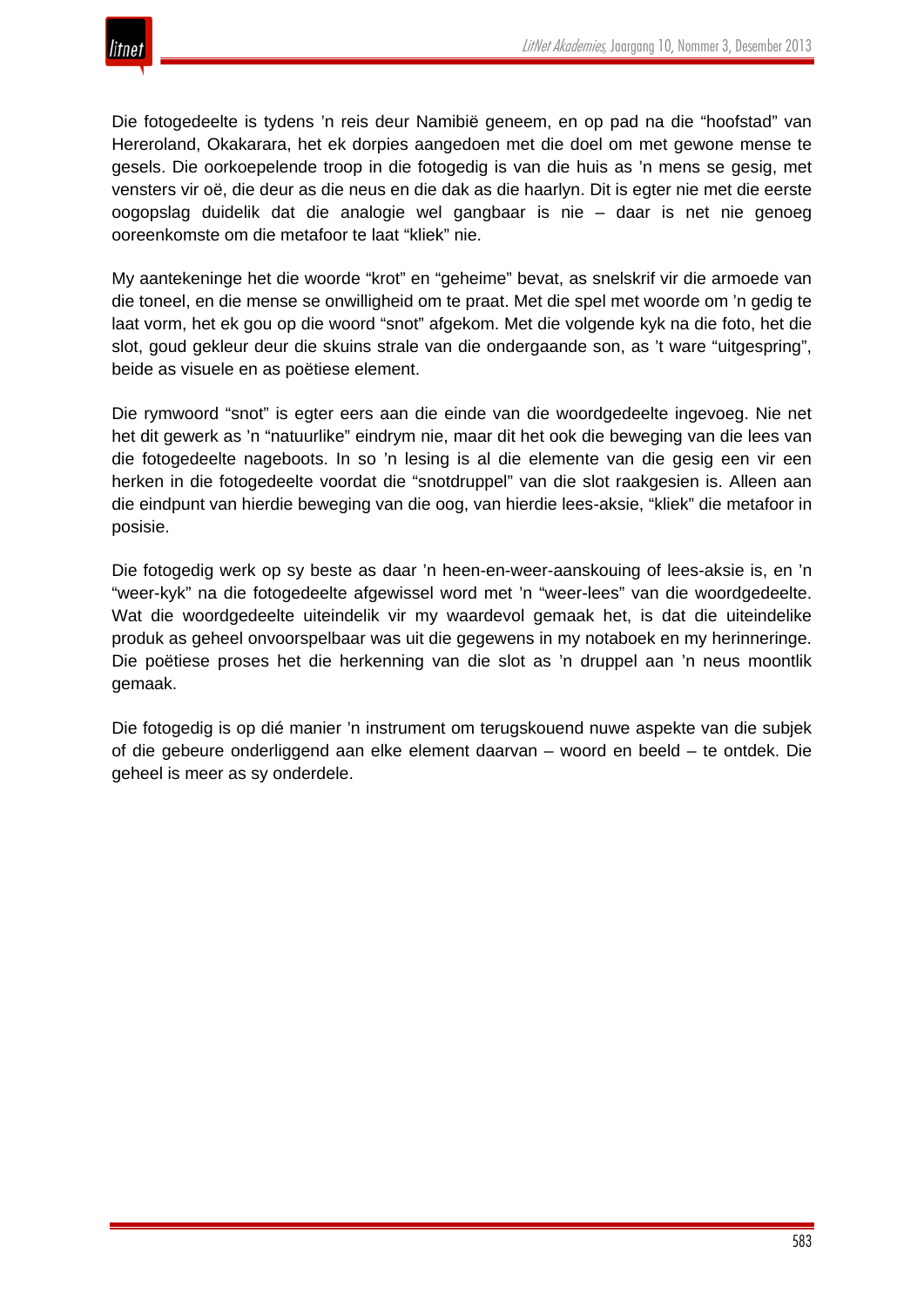Die fotogedeelte is tydens ’n reis deur Namibië geneem, en op pad na die “hoofstad” van Hereroland, Okakarara, het ek dorpies aangedoen met die doel om met gewone mense te gesels. Die oorkoepelende troop in die fotogedig is van die huis as ’n mens se gesig, met vensters vir oë, die deur as die neus en die dak as die haarlyn. Dit is egter nie met die eerste oogopslag duidelik dat die analogie wel gangbaar is nie – daar is net nie genoeg ooreenkomste om die metafoor te laat “kliek” nie.

My aantekeninge het die woorde “krot” en “geheime” bevat, as snelskrif vir die armoede van die toneel, en die mense se onwilligheid om te praat. Met die spel met woorde om ’n gedig te laat vorm, het ek gou op die woord “snot” afgekom. Met die volgende kyk na die foto, het die slot, goud gekleur deur die skuins strale van die ondergaande son, as ’t ware “uitgespring”, beide as visuele en as poëtiese element.

Die rymwoord “snot” is egter eers aan die einde van die woordgedeelte ingevoeg. Nie net het dit gewerk as ’n “natuurlike” eindrym nie, maar dit het ook die beweging van die lees van die fotogedeelte nageboots. In so ’n lesing is al die elemente van die gesig een vir een herken in die fotogedeelte voordat die “snotdruppel” van die slot raakgesien is. Alleen aan die eindpunt van hierdie beweging van die oog, van hierdie lees-aksie, “kliek” die metafoor in posisie.

Die fotogedig werk op sy beste as daar ’n heen-en-weer-aanskouing of lees-aksie is, en ’n “weer-kyk” na die fotogedeelte afgewissel word met ’n “weer-lees” van die woordgedeelte. Wat die woordgedeelte uiteindelik vir my waardevol gemaak het, is dat die uiteindelike produk as geheel onvoorspelbaar was uit die gegewens in my notaboek en my herinneringe. Die poëtiese proses het die herkenning van die slot as ’n druppel aan ’n neus moontlik gemaak.

Die fotogedig is op dié manier ’n instrument om terugskouend nuwe aspekte van die subjek of die gebeure onderliggend aan elke element daarvan – woord en beeld – te ontdek. Die geheel is meer as sy onderdele.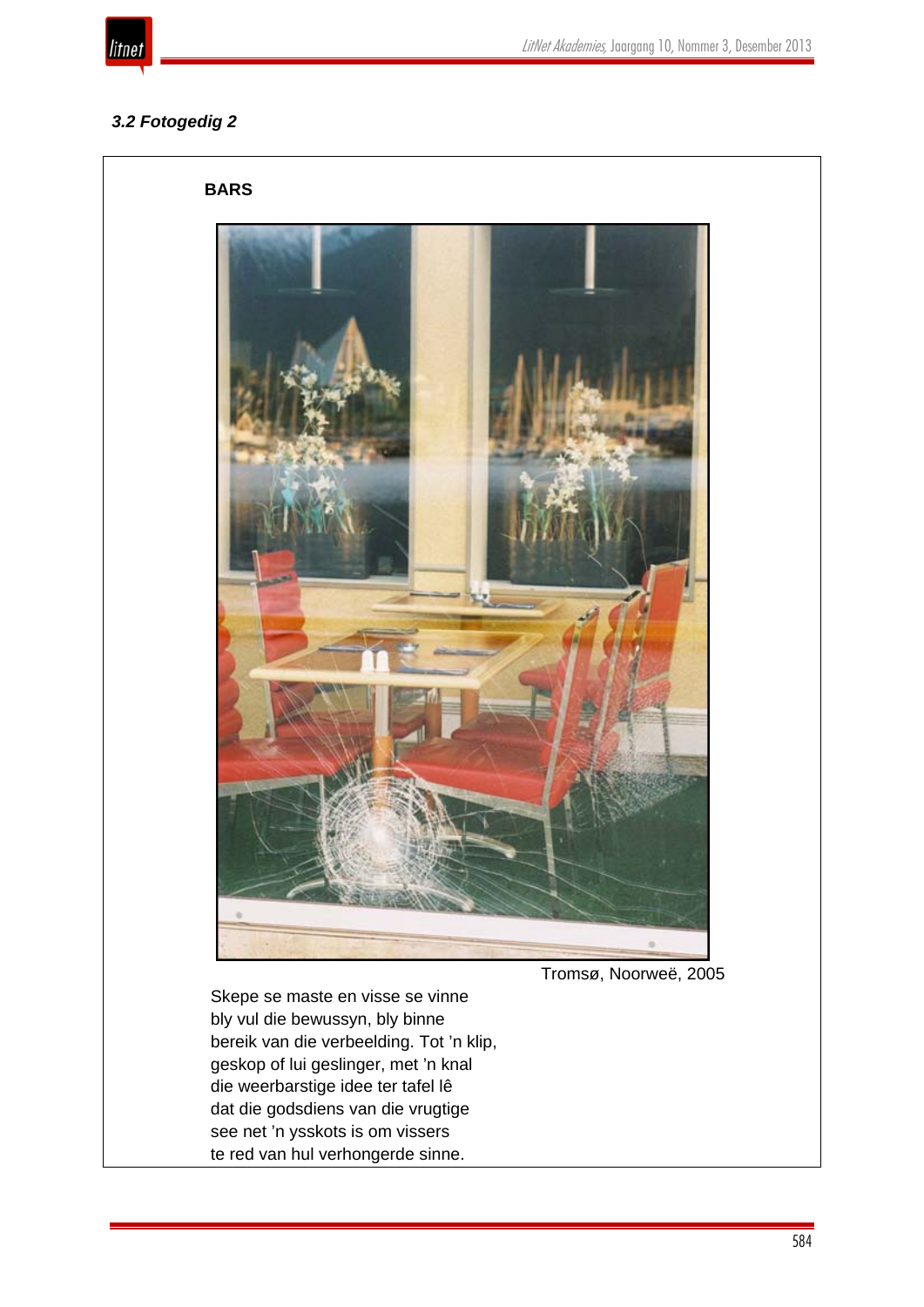### *3.2 Fotogedig 2*

**BARS**

Tromsø, Noorweë, 2005

Skepe se maste en visse se vinne  
bly vul die bewussyn, bly binne  
bereik van die verbeelding. Tot ’n klip,  
geskop of lui geslinger, met ’n knal  
die weerbarstige idee ter tafel lê  
dat die godsdiens van die vrugtige  
see net ’n ysskots is om vissers  
te red van hul verhongerde sinne.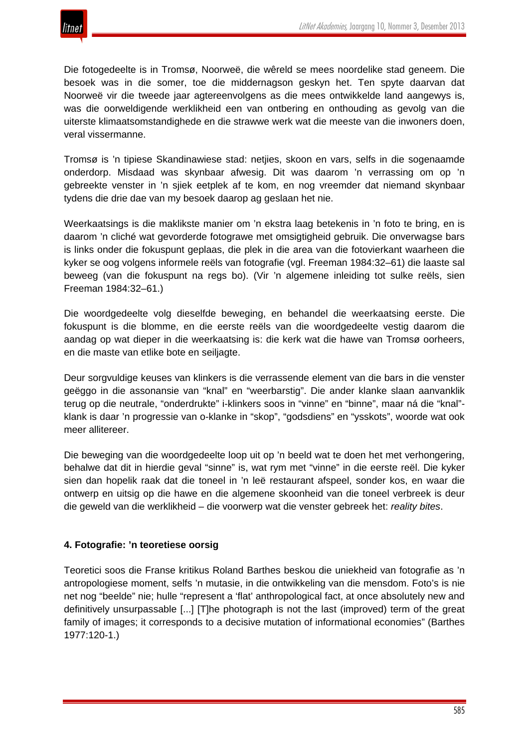Die fotogedeelte is in Tromsø, Noorweë, die wêreld se mees noordelike stad geneem. Die besoek was in die somer, toe die middernagson geskyn het. Ten spyte daarvan dat Noorweë vir die tweede jaar agtereenvolgens as die mees ontwikkelde land aangewys is, was die oorweldigende werklikheid een van ontbering en onthouding as gevolg van die uiterste klimaatsomstandighede en die strawwe werk wat die meeste van die inwoners doen, veral vissermanne.

Tromsø is 'n tipiese Skandinawiese stad: netjies, skoon en vars, selfs in die sogenaamde onderdorp. Misdaad was skynbaar afwesig. Dit was daarom 'n verrassing om op 'n gebreekte venster in 'n sjiek eetplek af te kom, en nog vreemder dat niemand skynbaar tydens die drie dae van my besoek daarop ag geslaan het nie.

Weerkaatsings is die maklikste manier om 'n ekstra laag betekenis in 'n foto te bring, en is daarom 'n cliché wat gevorderde fotograwe met omsigtigheid gebruik. Die onverwagse bars is links onder die fokuspunt geplaas, die plek in die area van die fotovierkant waarheen die kyker se oog volgens informele reëls van fotografie (vgl. Freeman 1984:32–61) die laaste sal beweeg (van die fokuspunt na regs bo). (Vir 'n algemene inleiding tot sulke reëls, sien Freeman 1984:32–61.)

Die woordgedeelte volg dieselfde beweging, en behandel die weerkaatsing eerste. Die fokuspunt is die blomme, en die eerste reëls van die woordgedeelte vestig daarom die aandag op wat dieper in die weerkaatsing is: die kerk wat die hawe van Tromsø oorheers, en die maste van etlike bote en seiljagte.

Deur sorgvuldige keuses van klinkers is die verrassende element van die bars in die venster geëggo in die assonansie van "knal" en "weerbarstig". Die ander klanke slaan aanvanklik terug op die neutrale, "onderdrukte" i-klinkers soos in "vinne" en "binne", maar ná die "knal"-klank is daar 'n progressie van o-klanke in "skop", "godsdiens" en "ysskots", woorde wat ook meer allitereer.

Die beweging van die woordgedeelte loop uit op 'n beeld wat te doen het met verhongering, behalwe dat dit in hierdie geval "sinne" is, wat rym met "vinne" in die eerste reël. Die kyker sien dan hopelik raak dat die toneel in 'n leë restaurant afspeel, sonder kos, en waar die ontwerp en uitsig op die hawe en die algemene skoonheid van die toneel verbreek is deur die geweld van die werklikheid – die voorwerp wat die venster gebreek het: *reality bites*.

### 4. Fotografie: 'n teoretiese oorsig

Teoretici soos die Franse kritikus Roland Barthes beskou die uniekheid van fotografie as 'n antropologiese moment, selfs 'n mutasie, in die ontwikkeling van die mensdom. Foto's is nie net nog "beelde" nie; hulle "represent a 'flat' anthropological fact, at once absolutely new and definitively unsurpassable [...] [T]he photograph is not the last (improved) term of the great family of images; it corresponds to a decisive mutation of informational economies" (Barthes 1977:120-1.)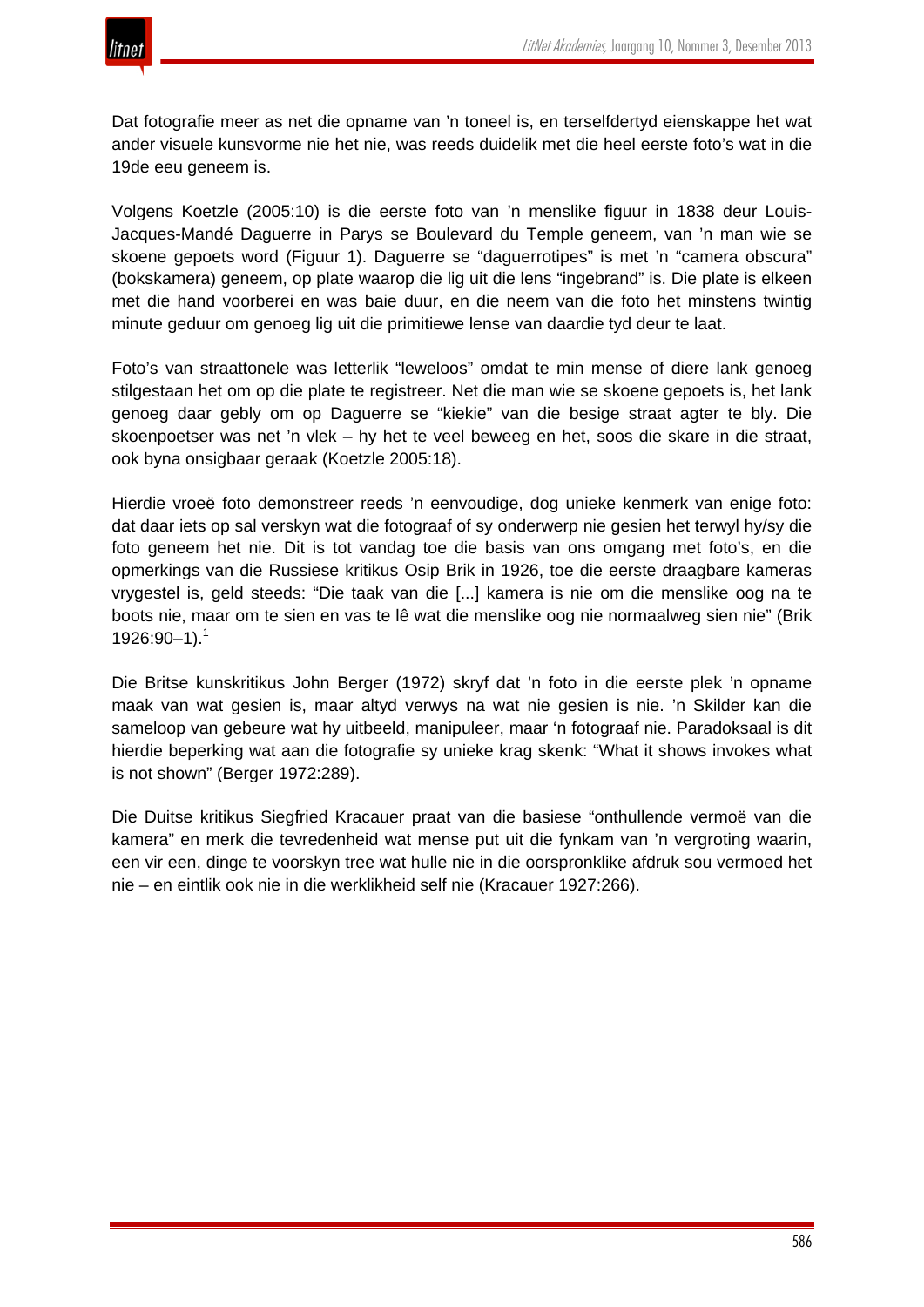Dat fotografie meer as net die opname van ’n toneel is, en terselfdertyd eienskappe het wat ander visuele kunsvorme nie het nie, was reeds duidelik met die heel eerste foto’s wat in die 19de eeu geneem is.

Volgens Koetzle (2005:10) is die eerste foto van ’n menslike figuur in 1838 deur Louis-Jacques-Mandé Daguerre in Parys se Boulevard du Temple geneem, van ’n man wie se skoene gepoets word (Figuur 1). Daguerre se “daguerrotipes” is met ’n “camera obscura” (bokskamera) geneem, op plate waarop die lig uit die lens “ingebrand” is. Die plate is elkeen met die hand voorberei en was baie duur, en die neem van die foto het minstens twintig minute geduur om genoeg lig uit die primitiewe lense van daardie tyd deur te laat.

Foto’s van straattonele was letterlik “leweloos” omdat te min mense of diere lank genoeg stilgestaan het om op die plate te registreer. Net die man wie se skoene gepoets is, het lank genoeg daar gebly om op Daguerre se “kiekie” van die besige straat agter te bly. Die skoenpoetser was net ’n vlek – hy het te veel beweeg en het, soos die skare in die straat, ook byna onsigbaar geraak (Koetzle 2005:18).

Hierdie vroeë foto demonstreer reeds ’n eenvoudige, dog unieke kenmerk van enige foto: dat daar iets op sal verskyn wat die fotograaf of sy onderwerp nie gesien het terwyl hy/sy die foto geneem het nie. Dit is tot vandag toe die basis van ons omgang met foto’s, en die opmerkings van die Russiese kritikus Osip Brik in 1926, toe die eerste draagbare kameras vrygestel is, geld steeds: “Die taak van die [...] kamera is nie om die menslike oog na te boots nie, maar om te sien en vas te lê wat die menslike oog nie normaalweg sien nie” (Brik 1926:90–1).[1]

Die Britse kunskritikus John Berger (1972) skryf dat ’n foto in die eerste plek ’n opname maak van wat gesien is, maar altyd verwys na wat nie gesien is nie. ’n Skilder kan die sameloop van gebeure wat hy uitbeeld, manipuleer, maar ‘n fotograaf nie. Paradoksaal is dit hierdie beperking wat aan die fotografie sy unieke krag skenk: “What it shows invokes what is not shown” (Berger 1972:289).

Die Duitse kritikus Siegfried Kracauer praat van die basiese “onthullende vermoë van die kamera” en merk die tevredenheid wat mense put uit die fynkam van ’n vergroting waarin, een vir een, dinge te voorskyn tree wat hulle nie in die oorspronklike afdruk sou vermoed het nie – en eintlik ook nie in die werklikheid self nie (Kracauer 1927:266).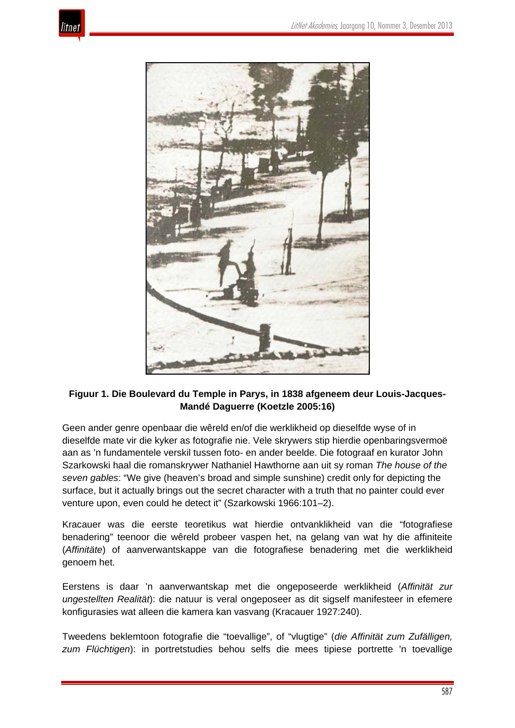**Figuur 1. Die Boulevard du Temple in Parys, in 1838 afgeneem deur Louis-Jacques-Mandé Daguerre (Koetzle 2005:16)**

Geen ander genre openbaar die wêreld en/of die werklikheid op dieselfde wyse of in dieselfde mate vir die kyker as fotografie nie. Vele skrywers stip hierdie openbaringsvermoë aan as 'n fundamentele verskil tussen foto- en ander beelde. Die fotograaf en kurator John Szarkowski haal die romanskrywer Nathaniel Hawthorne aan uit sy roman *The house of the seven gables*: "We give (heaven's broad and simple sunshine) credit only for depicting the surface, but it actually brings out the secret character with a truth that no painter could ever venture upon, even could he detect it" (Szarkowski 1966:101–2).

Kracauer was die eerste teoretikus wat hierdie ontvanklikheid van die "fotografiese benadering" teenoor die wêreld probeer vaspen het, na gelang van wat hy die affiniteite (*Affinitäte*) of aanverwantskappe van die fotografiese benadering met die werklikheid genoem het.

Eerstens is daar 'n aanverwantskap met die ongeposeerde werklikheid (*Affinität zur ungestellten Realität*): die natuur is veral ongeposeer as dit sigself manifesteer in efemere konfigurasies wat alleen die kamera kan vasvang (Kracauer 1927:240).

Tweedens beklemtoon fotografie die "toevallige", of "vlugtige" (*die Affinität zum Zufälligen, zum Flüchtigen*): in portretstudies behou selfs die mees tipiese portrette 'n toevallige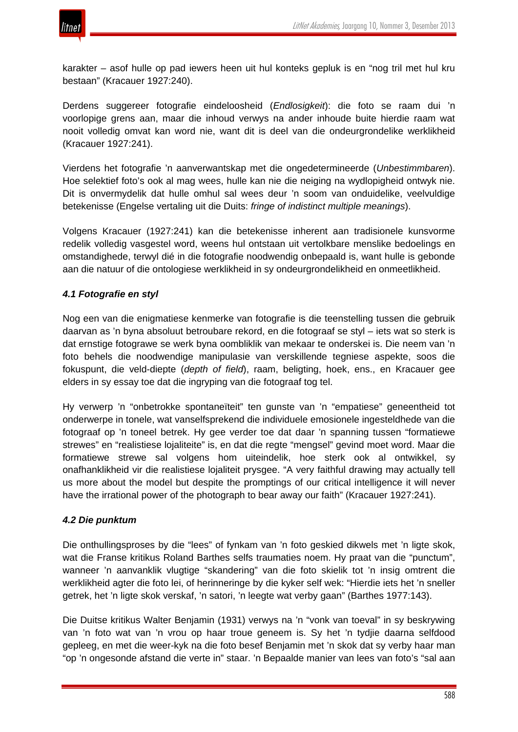karakter – asof hulle op pad iewers heen uit hul konteks gepluk is en "nog tril met hul kru bestaan" (Kracauer 1927:240).

Derdens suggereer fotografie eindeloosheid (*Endlosigkeit*): die foto se raam dui 'n voorlopige grens aan, maar die inhoud verwys na ander inhoude buite hierdie raam wat nooit volledig omvat kan word nie, want dit is deel van die ondeurgrondelike werklikheid (Kracauer 1927:241).

Vierdens het fotografie 'n aanverwantskap met die ongedetermineerde (*Unbestimmbaren*). Hoe selektief foto's ook al mag wees, hulle kan nie die neiging na wydlopigheid ontwyk nie. Dit is onvermydelik dat hulle omhul sal wees deur 'n soom van onduidelike, veelvuldige betekenisse (Engelse vertaling uit die Duits: *fringe of indistinct multiple meanings*).

Volgens Kracauer (1927:241) kan die betekenisse inherent aan tradisionele kunsvorme redelik volledig vasgestel word, weens hul ontstaan uit vertolkbare menslike bedoelings en omstandighede, terwyl dié in die fotografie noodwendig onbepaald is, want hulle is gebonde aan die natuur of die ontologiese werklikheid in sy ondeurgrondelikheid en onmeetlikheid.

### *4.1 Fotografie en styl*

Nog een van die enigmatiese kenmerke van fotografie is die teenstelling tussen die gebruik daarvan as 'n byna absoluut betroubare rekord, en die fotograaf se styl – iets wat so sterk is dat ernstige fotograwe se werk byna oombliklik van mekaar te onderskei is. Die neem van 'n foto behels die noodwendige manipulasie van verskillende tegniese aspekte, soos die fokuspunt, die veld-diepte (*depth of field*), raam, beligting, hoek, ens., en Kracauer gee elders in sy essay toe dat die ingryping van die fotograaf tog tel.

Hy verwerp 'n "onbetrokke spontaneïteit" ten gunste van 'n "empatiese" geneentheid tot onderwerpe in tonele, wat vanselfsprekend die individuele emosionele ingesteldhede van die fotograaf op 'n toneel betrek. Hy gee verder toe dat daar 'n spanning tussen "formatiewe strewes" en "realistiese lojaliteite" is, en dat die regte "mengsel" gevind moet word. Maar die formatiewe strewe sal volgens hom uiteindelik, hoe sterk ook al ontwikkel, sy onafhanklikheid vir die realistiese lojaliteit prysgee. "A very faithful drawing may actually tell us more about the model but despite the promptings of our critical intelligence it will never have the irrational power of the photograph to bear away our faith" (Kracauer 1927:241).

### *4.2 Die punktum*

Die onthullingsproses by die "lees" of fynkam van 'n foto geskied dikwels met 'n ligte skok, wat die Franse kritikus Roland Barthes selfs traumaties noem. Hy praat van die "punctum", wanneer 'n aanvanklik vlugtige "skandering" van die foto skielik tot 'n insig omtrent die werklikheid agter die foto lei, of herinneringe by die kyker self wek: "Hierdie iets het 'n sneller getrek, het 'n ligte skok verskaf, 'n satori, 'n leegte wat verby gaan" (Barthes 1977:143).

Die Duitse kritikus Walter Benjamin (1931) verwys na 'n "vonk van toeval" in sy beskrywing van 'n foto wat van 'n vrou op haar troue geneem is. Sy het 'n tydjie daarna selfdood gepleeg, en met die weer-kyk na die foto besef Benjamin met 'n skok dat sy verby haar man "op 'n ongesonde afstand die verte in" staar. 'n Bepaalde manier van lees van foto's "sal aan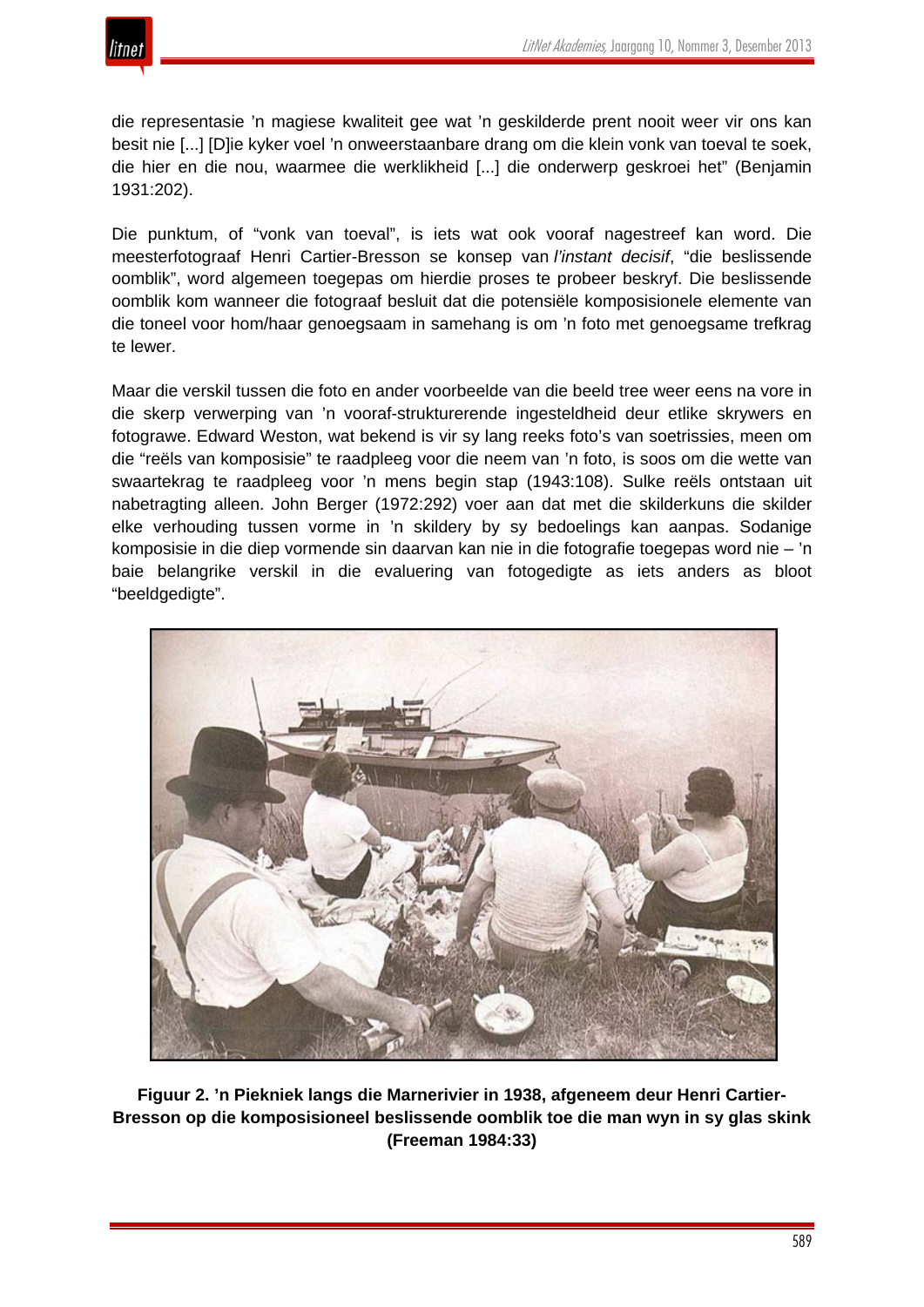die representasie 'n magiese kwaliteit gee wat 'n geskilderde prent nooit weer vir ons kan besit nie [...] [D]ie kyker voel 'n onweerstaanbare drang om die klein vonk van toeval te soek, die hier en die nou, waarmee die werklikheid [...] die onderwerp geskroei het" (Benjamin 1931:202).

Die punktum, of "vonk van toeval", is iets wat ook vooraf nagestreef kan word. Die meesterfotograaf Henri Cartier-Bresson se konsep van *l'instant decisif*, "die beslissende oomblik", word algemeen toegepas om hierdie proses te probeer beskryf. Die beslissende oomblik kom wanneer die fotograaf besluit dat die potensiële komposisionele elemente van die toneel voor hom/haar genoegsaam in samehang is om 'n foto met genoegsame trefkrag te lewer.

Maar die verskil tussen die foto en ander voorbeelde van die beeld tree weer eens na vore in die skerp verwerping van 'n vooraf-strukturerende ingesteldheid deur etlike skrywers en fotograwe. Edward Weston, wat bekend is vir sy lang reeks foto's van soetrissies, meen om die "reëls van komposisie" te raadpleeg voor die neem van 'n foto, is soos om die wette van swaartekrag te raadpleeg voor 'n mens begin stap (1943:108). Sulke reëls ontstaan uit nabetragting alleen. John Berger (1972:292) voer aan dat met die skilderkuns die skilder elke verhouding tussen vorme in 'n skildery by sy bedoelings kan aanpas. Sodanige komposisie in die diep vormende sin daarvan kan nie in die fotografie toegepas word nie – 'n baie belangrike verskil in die evaluering van fotogedigte as iets anders as bloot "beeldgedigte".

**Figuur 2. 'n Piekniek langs die Marnerivier in 1938, afgeneem deur Henri Cartier-Bresson op die komposisioneel beslissende oomblik toe die man wyn in sy glas skink (Freeman 1984:33)**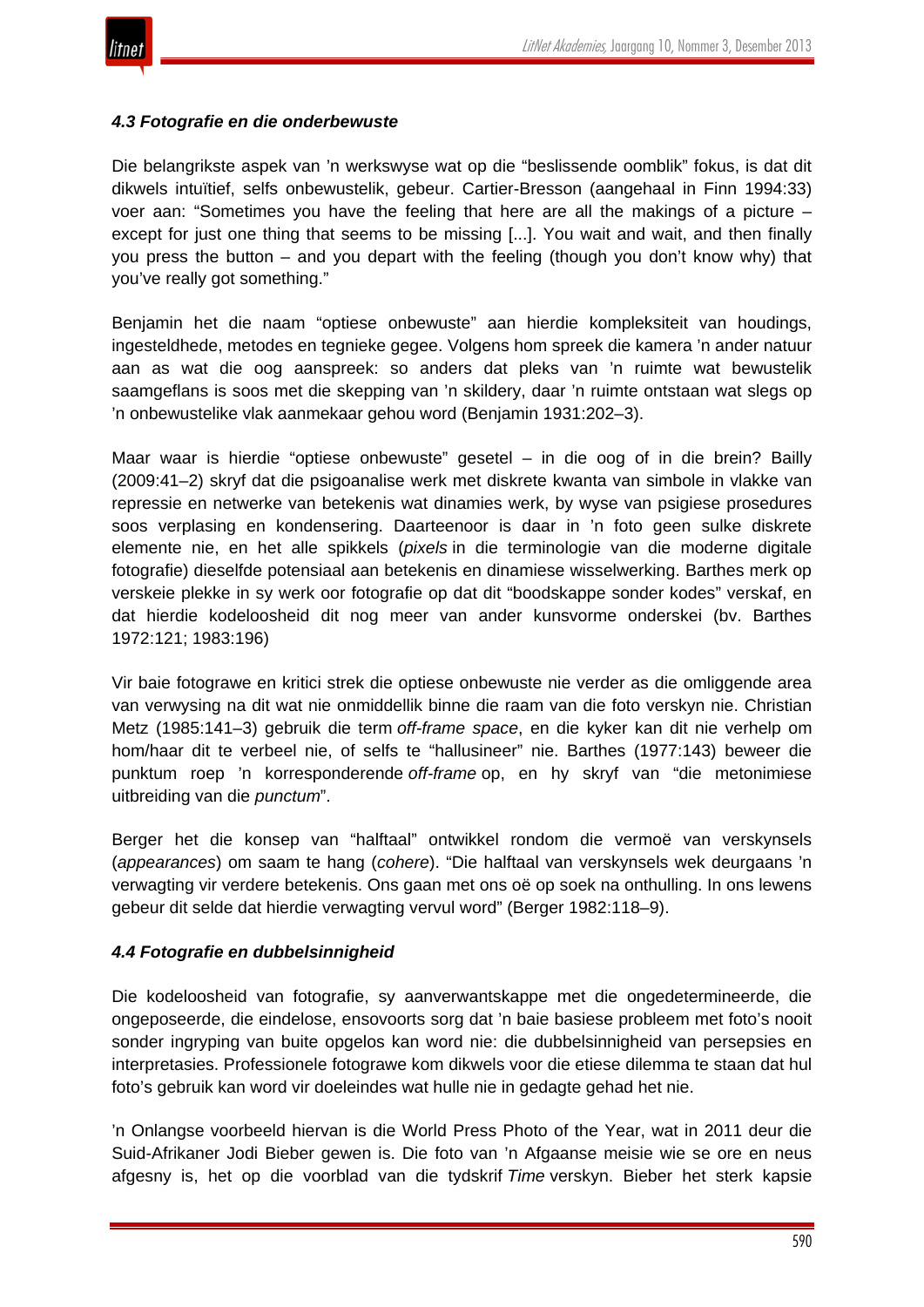#### *4.3 Fotografie en die onderbewuste*

Die belangrikste aspek van ’n werkswyse wat op die “beslissende oomblik” fokus, is dat dit dikwels intuïtief, selfs onbewustelik, gebeur. Cartier-Bresson (aangehaal in Finn 1994:33) voer aan: “Sometimes you have the feeling that here are all the makings of a picture – except for just one thing that seems to be missing [...]. You wait and wait, and then finally you press the button – and you depart with the feeling (though you don’t know why) that you’ve really got something.”

Benjamin het die naam “optiese onbewuste” aan hierdie kompleksiteit van houdings, ingesteldhede, metodes en tegnieke gegee. Volgens hom spreek die kamera ’n ander natuur aan as wat die oog aanspreek: so anders dat pleks van ’n ruimte wat bewustelik saamgeflans is soos met die skepping van ’n skildery, daar ’n ruimte ontstaan wat slegs op ’n onbewustelike vlak aanmekaar gehou word (Benjamin 1931:202–3).

Maar waar is hierdie “optiese onbewuste” gesetel – in die oog of in die brein? Bailly (2009:41–2) skryf dat die psigoanalise werk met diskrete kwanta van simbole in vlakke van repressie en netwerke van betekenis wat dinamies werk, by wyse van psigiese prosedures soos verplasing en kondensering. Daarteenoor is daar in ’n foto geen sulke diskrete elemente nie, en het alle spikkels (*pixels* in die terminologie van die moderne digitale fotografie) dieselfde potensiaal aan betekenis en dinamiese wisselwerking. Barthes merk op verskeie plekke in sy werk oor fotografie op dat dit “boodskappe sonder kodes” verskaf, en dat hierdie kodeloosheid dit nog meer van ander kunsvorme onderskei (bv. Barthes 1972:121; 1983:196)

Vir baie fotograwe en kritici strek die optiese onbewuste nie verder as die omliggende area van verwysing na dit wat nie onmiddellik binne die raam van die foto verskyn nie. Christian Metz (1985:141–3) gebruik die term *off-frame space*, en die kyker kan dit nie verhelp om hom/haar dit te verbeel nie, of selfs te “hallusineer” nie. Barthes (1977:143) beweer die punktum roep ’n korresponderende *off-frame* op, en hy skryf van “die metonimiese uitbreiding van die *punctum*”.

Berger het die konsep van “halftaal” ontwikkel rondom die vermoë van verskynsels (*appearances*) om saam te hang (*cohere*). “Die halftaal van verskynsels wek deurgaans ’n verwagting vir verdere betekenis. Ons gaan met ons oë op soek na onthulling. In ons lewens gebeur dit selde dat hierdie verwagting vervul word” (Berger 1982:118–9).

#### *4.4 Fotografie en dubbelsinnigheid*

Die kodeloosheid van fotografie, sy aanverwantskappe met die ongedetermineerde, die ongeposeerde, die eindelose, ensovoorts sorg dat ’n baie basiese probleem met foto’s nooit sonder ingryping van buite opgelos kan word nie: die dubbelsinnigheid van persepsies en interpretasies. Professionele fotograwe kom dikwels voor die etiese dilemma te staan dat hul foto’s gebruik kan word vir doeleindes wat hulle nie in gedagte gehad het nie.

’n Onlangse voorbeeld hiervan is die World Press Photo of the Year, wat in 2011 deur die Suid-Afrikaner Jodi Bieber gewen is. Die foto van ’n Afgaanse meisie wie se ore en neus afgesny is, het op die voorblad van die tydskrif *Time* verskyn. Bieber het sterk kapsie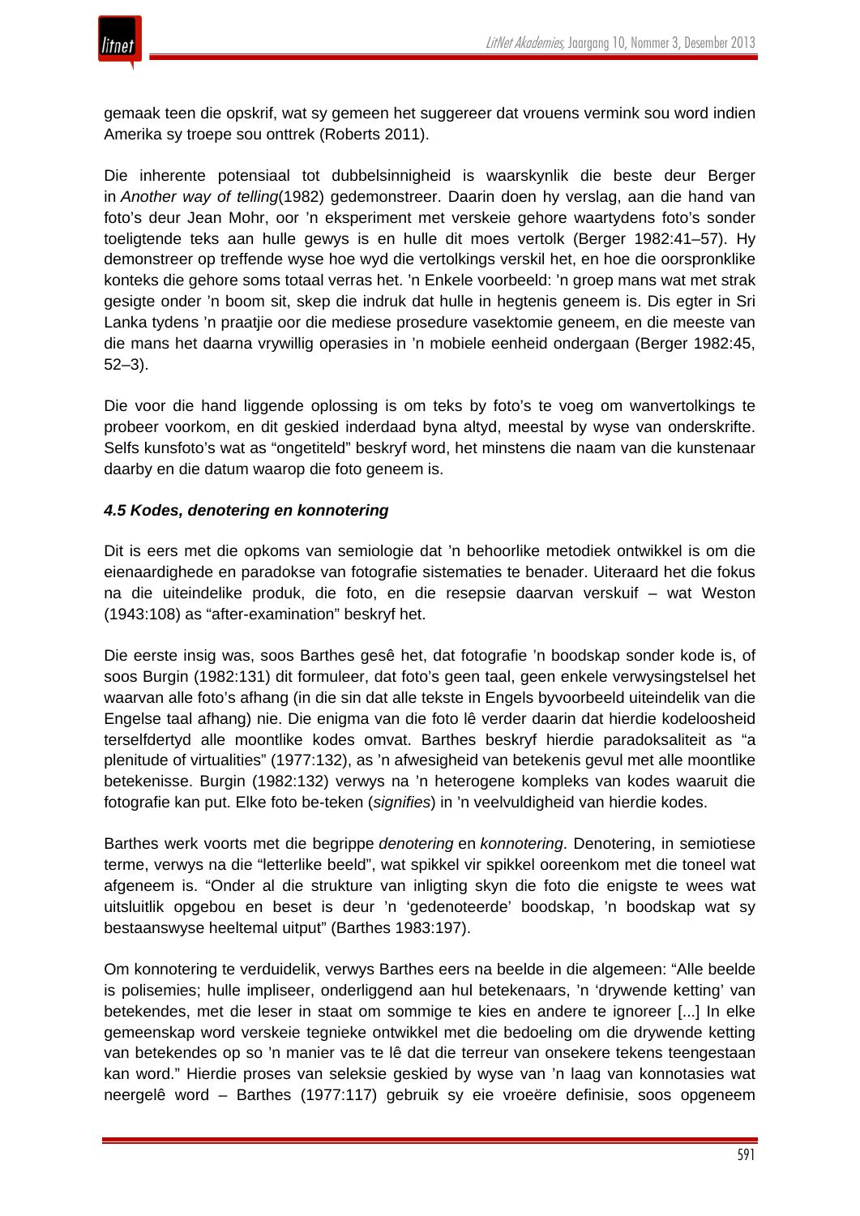gemaak teen die opskrif, wat sy gemeen het suggereer dat vrouens vermink sou word indien Amerika sy troepe sou onttrek (Roberts 2011).

Die inherente potensiaal tot dubbelsinnigheid is waarskynlik die beste deur Berger in *Another way of telling*(1982) gedemonstreer. Daarin doen hy verslag, aan die hand van foto's deur Jean Mohr, oor 'n eksperiment met verskeie gehore waartydens foto's sonder toeligtende teks aan hulle gewys is en hulle dit moes vertolk (Berger 1982:41–57). Hy demonstreer op treffende wyse hoe wyd die vertolkings verskil het, en hoe die oorspronklike konteks die gehore soms totaal verras het. 'n Enkele voorbeeld: 'n groep mans wat met strak gesigte onder 'n boom sit, skep die indruk dat hulle in hegtenis geneem is. Dis egter in Sri Lanka tydens 'n praatjie oor die mediese prosedure vasektomie geneem, en die meeste van die mans het daarna vrywillig operasies in 'n mobiele eenheid ondergaan (Berger 1982:45, 52–3).

Die voor die hand liggende oplossing is om teks by foto's te voeg om wanvertolkings te probeer voorkom, en dit geskied inderdaad byna altyd, meestal by wyse van onderskrifte. Selfs kunsfoto's wat as "ongetiteld" beskryf word, het minstens die naam van die kunstenaar daarby en die datum waarop die foto geneem is.

### *4.5 Kodes, denotering en konnotering*

Dit is eers met die opkoms van semiologie dat 'n behoorlike metodiek ontwikkel is om die eienaardighede en paradokse van fotografie sistematies te benader. Uiteraard het die fokus na die uiteindelike produk, die foto, en die resepsie daarvan verskuif – wat Weston (1943:108) as "after-examination" beskryf het.

Die eerste insig was, soos Barthes gesê het, dat fotografie 'n boodskap sonder kode is, of soos Burgin (1982:131) dit formuleer, dat foto's geen taal, geen enkele verwysingstelsel het waarvan alle foto's afhang (in die sin dat alle tekste in Engels byvoorbeeld uiteindelik van die Engelse taal afhang) nie. Die enigma van die foto lê verder daarin dat hierdie kodeloosheid terselfdertyd alle moontlike kodes omvat. Barthes beskryf hierdie paradoksaliteit as "a plenitude of virtualities" (1977:132), as 'n afwesigheid van betekenis gevul met alle moontlike betekenisse. Burgin (1982:132) verwys na 'n heterogene kompleks van kodes waaruit die fotografie kan put. Elke foto be-teken (*signifies*) in 'n veelvuldigheid van hierdie kodes.

Barthes werk voorts met die begrippe *denotering* en *konnotering*. Denotering, in semiotiese terme, verwys na die "letterlike beeld", wat spikkel vir spikkel ooreenkom met die toneel wat afgeneem is. "Onder al die strukture van inligting skyn die foto die enigste te wees wat uitsluitlik opgebou en beset is deur 'n 'gedenoteerde' boodskap, 'n boodskap wat sy bestaanswyse heeltemal uitput" (Barthes 1983:197).

Om konnotering te verduidelik, verwys Barthes eers na beelde in die algemeen: "Alle beelde is polisemies; hulle impliseer, onderliggend aan hul betekenaars, 'n 'drywende ketting' van betekendes, met die leser in staat om sommige te kies en andere te ignoreer [...] In elke gemeenskap word verskeie tegnieke ontwikkel met die bedoeling om die drywende ketting van betekendes op so 'n manier vas te lê dat die terreur van onsekere tekens teengestaan kan word." Hierdie proses van seleksie geskied by wyse van 'n laag van konnotasies wat neergelê word – Barthes (1977:117) gebruik sy eie vroeëre definisie, soos opgeneem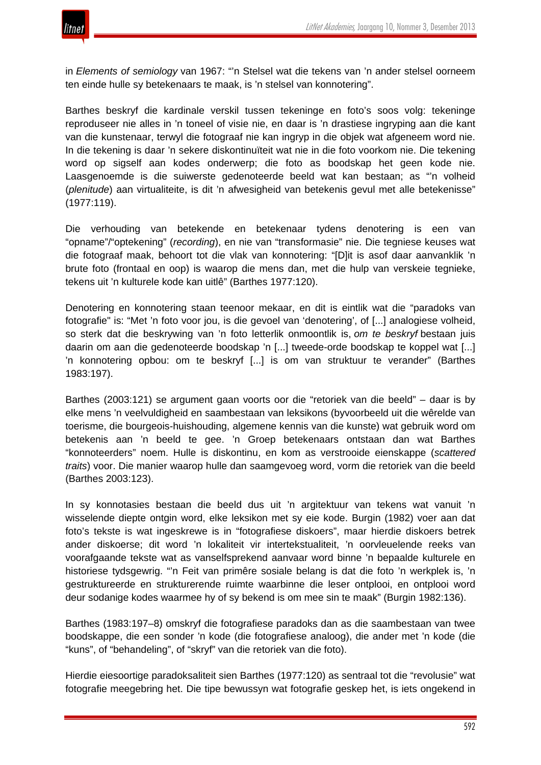in *Elements of semiology* van 1967: "'n Stelsel wat die tekens van 'n ander stelsel oorneem ten einde hulle sy betekenaars te maak, is 'n stelsel van konnotering".

Barthes beskryf die kardinale verskil tussen tekeninge en foto's soos volg: tekeninge reproduseer nie alles in 'n toneel of visie nie, en daar is 'n drastiese ingryping aan die kant van die kunstenaar, terwyl die fotograaf nie kan ingryp in die objek wat afgeneem word nie. In die tekening is daar 'n sekere diskontinuïteit wat nie in die foto voorkom nie. Die tekening word op sigself aan kodes onderwerp; die foto as boodskap het geen kode nie. Laasgenoemde is die suiwerste gedenoteerde beeld wat kan bestaan; as "'n volheid (*plenitude*) aan virtualiteite, is dit 'n afwesigheid van betekenis gevul met alle betekenisse" (1977:119).

Die verhouding van betekende en betekenaar tydens denotering is een van "opname"/"optekening" (*recording*), en nie van "transformasie" nie. Die tegniese keuses wat die fotograaf maak, behoort tot die vlak van konnotering: "[D]it is asof daar aanvanklik 'n brute foto (frontaal en oop) is waarop die mens dan, met die hulp van verskeie tegnieke, tekens uit 'n kulturele kode kan uitlê" (Barthes 1977:120).

Denotering en konnotering staan teenoor mekaar, en dit is eintlik wat die "paradoks van fotografie" is: "Met 'n foto voor jou, is die gevoel van 'denotering', of [...] analogiese volheid, so sterk dat die beskrywing van 'n foto letterlik onmoontlik is, *om te beskryf* bestaan juis daarin om aan die gedenoteerde boodskap 'n [...] tweede-orde boodskap te koppel wat [...] 'n konnotering opbou: om te beskryf [...] is om van struktuur te verander" (Barthes 1983:197).

Barthes (2003:121) se argument gaan voorts oor die "retoriek van die beeld" – daar is by elke mens 'n veelvuldigheid en saambestaan van leksikons (byvoorbeeld uit die wêrelde van toerisme, die bourgeois-huishouding, algemene kennis van die kunste) wat gebruik word om betekenis aan 'n beeld te gee. 'n Groep betekenaars ontstaan dan wat Barthes "konnoteerders" noem. Hulle is diskontinu, en kom as verstrooide eienskappe (*scattered traits*) voor. Die manier waarop hulle dan saamgevoeg word, vorm die retoriek van die beeld (Barthes 2003:123).

In sy konnotasies bestaan die beeld dus uit 'n argitektuur van tekens wat vanuit 'n wisselende diepte ontgin word, elke leksikon met sy eie kode. Burgin (1982) voer aan dat foto's tekste is wat ingeskrewe is in "fotografiese diskoers", maar hierdie diskoers betrek ander diskoerse; dit word 'n lokaliteit vir intertekstualiteit, 'n oorvleuelende reeks van voorafgaande tekste wat as vanselfsprekend aanvaar word binne 'n bepaalde kulturele en historiese tydsgewrig. "'n Feit van primêre sosiale belang is dat die foto 'n werkplek is, 'n gestruktureerde en strukturerende ruimte waarbinne die leser ontplooi, en ontplooi word deur sodanige kodes waarmee hy of sy bekend is om mee sin te maak" (Burgin 1982:136).

Barthes (1983:197–8) omskryf die fotografiese paradoks dan as die saambestaan van twee boodskappe, die een sonder 'n kode (die fotografiese analoog), die ander met 'n kode (die "kuns", of "behandeling", of "skryf" van die retoriek van die foto).

Hierdie eiesoortige paradoksaliteit sien Barthes (1977:120) as sentraal tot die "revolusie" wat fotografie meegebring het. Die tipe bewussyn wat fotografie geskep het, is iets ongekend in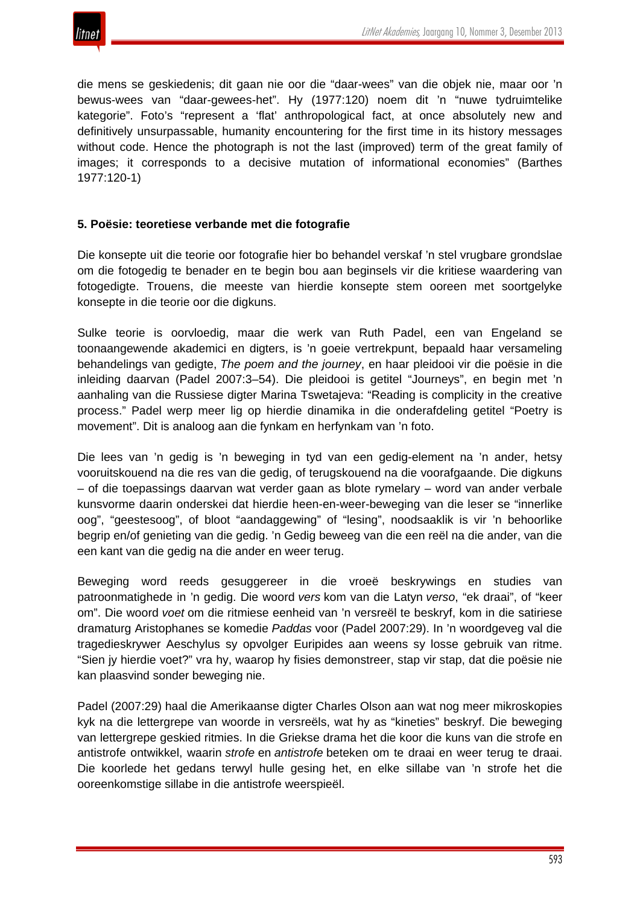die mens se geskiedenis; dit gaan nie oor die "daar-wees" van die objek nie, maar oor 'n bewus-wees van "daar-gewees-het". Hy (1977:120) noem dit 'n "nuwe tydruimtelike kategorie". Foto's "represent a 'flat' anthropological fact, at once absolutely new and definitively unsurpassable, humanity encountering for the first time in its history messages without code. Hence the photograph is not the last (improved) term of the great family of images; it corresponds to a decisive mutation of informational economies" (Barthes 1977:120-1)

### 5. Poësie: teoretiese verbande met die fotografie

Die konsepte uit die teorie oor fotografie hier bo behandel verskaf 'n stel vrugbare grondslae om die fotogedig te benader en te begin bou aan beginsels vir die kritiese waardering van fotogedigte. Trouens, die meeste van hierdie konsepte stem ooreen met soortgelyke konsepte in die teorie oor die digkuns.

Sulke teorie is oorvloedig, maar die werk van Ruth Padel, een van Engeland se toonaangewende akademici en digters, is 'n goeie vertrekpunt, bepaald haar versameling behandelings van gedigte, *The poem and the journey*, en haar pleidooi vir die poësie in die inleiding daarvan (Padel 2007:3–54). Die pleidooi is getitel "Journeys", en begin met 'n aanhaling van die Russiese digter Marina Tswetajeva: "Reading is complicity in the creative process." Padel werp meer lig op hierdie dinamika in die onderafdeling getitel "Poetry is movement". Dit is analoog aan die fynkam en herfynkam van 'n foto.

Die lees van 'n gedig is 'n beweging in tyd van een gedig-element na 'n ander, hetsy vooruitskouend na die res van die gedig, of terugskouend na die voorafgaande. Die digkuns – of die toepassings daarvan wat verder gaan as blote rymelary – word van ander verbale kunsvorme daarin onderskei dat hierdie heen-en-weer-beweging van die leser se "innerlike oog", "geestesoog", of bloot "aandaggewing" of "lesing", noodsaaklik is vir 'n behoorlike begrip en/of genieting van die gedig. 'n Gedig beweeg van die een reël na die ander, van die een kant van die gedig na die ander en weer terug.

Beweging word reeds gesuggereer in die vroeë beskrywings en studies van patroonmatighede in 'n gedig. Die woord *vers* kom van die Latyn *verso*, "ek draai", of "keer om". Die woord *voet* om die ritmiese eenheid van 'n versreël te beskryf, kom in die satiriese dramaturg Aristophanes se komedie *Paddas* voor (Padel 2007:29). In 'n woordgeveg val die tragedieskrywer Aeschylus sy opvolger Euripides aan weens sy losse gebruik van ritme. "Sien jy hierdie voet?" vra hy, waarop hy fisies demonstreer, stap vir stap, dat die poësie nie kan plaasvind sonder beweging nie.

Padel (2007:29) haal die Amerikaanse digter Charles Olson aan wat nog meer mikroskopies kyk na die lettergrepe van woorde in versreëls, wat hy as "kineties" beskryf. Die beweging van lettergrepe geskied ritmies. In die Griekse drama het die koor die kuns van die strofe en antistrofe ontwikkel, waarin *strofe* en *antistrofe* beteken om te draai en weer terug te draai. Die koorlede het gedans terwyl hulle gesing het, en elke sillabe van 'n strofe het die ooreenkomstige sillabe in die antistrofe weerspieël.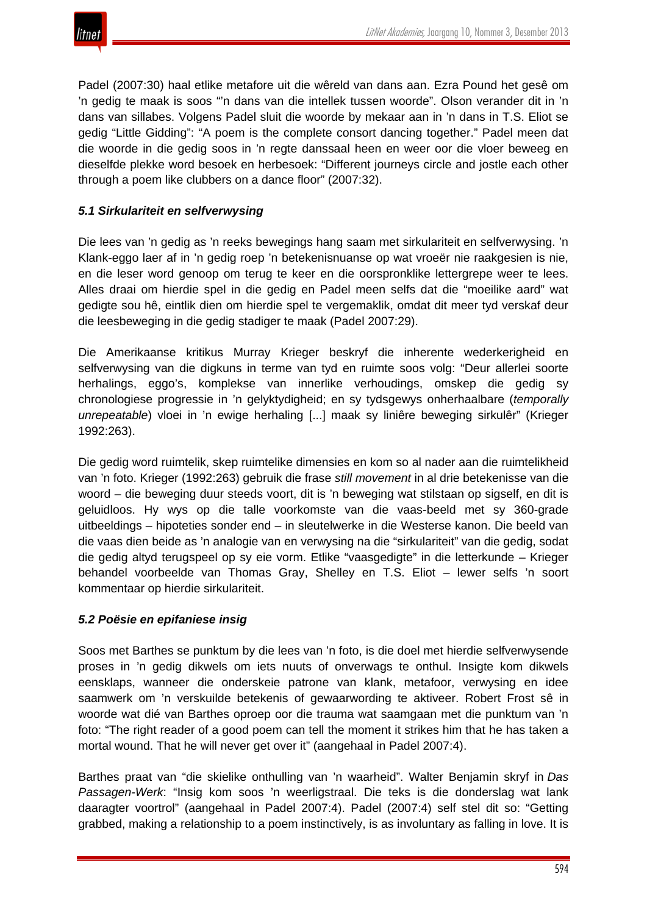Padel (2007:30) haal etlike metafore uit die wêreld van dans aan. Ezra Pound het gesê om ’n gedig te maak is soos “’n dans van die intellek tussen woorde”. Olson verander dit in ’n dans van sillabes. Volgens Padel sluit die woorde by mekaar aan in ’n dans in T.S. Eliot se gedig “Little Gidding”: “A poem is the complete consort dancing together.” Padel meen dat die woorde in die gedig soos in ’n regte danssaal heen en weer oor die vloer beweeg en dieselfde plekke word besoek en herbesoek: “Different journeys circle and jostle each other through a poem like clubbers on a dance floor” (2007:32).

### *5.1 Sirkulariteit en selfverwysing*

Die lees van ’n gedig as ’n reeks bewegings hang saam met sirkulariteit en selfverwysing. ’n Klank-eggo laer af in ’n gedig roep ’n betekenisnuanse op wat vroeër nie raakgesien is nie, en die leser word genoop om terug te keer en die oorspronklike lettergrepe weer te lees. Alles draai om hierdie spel in die gedig en Padel meen selfs dat die “moeilike aard” wat gedigte sou hê, eintlik dien om hierdie spel te vergemaklik, omdat dit meer tyd verskaf deur die leesbeweging in die gedig stadiger te maak (Padel 2007:29).

Die Amerikaanse kritikus Murray Krieger beskryf die inherente wederkerigheid en selfverwysing van die digkuns in terme van tyd en ruimte soos volg: “Deur allerlei soorte herhalings, eggo’s, komplekse van innerlike verhoudings, omskep die gedig sy chronologiese progressie in ’n gelyktydigheid; en sy tydsgewys onherhaalbare (*temporally unrepeatable*) vloei in ’n ewige herhaling [...] maak sy liniêre beweging sirkulêr” (Krieger 1992:263).

Die gedig word ruimtelik, skep ruimtelike dimensies en kom so al nader aan die ruimtelikheid van ’n foto. Krieger (1992:263) gebruik die frase *still movement* in al drie betekenisse van die woord – die beweging duur steeds voort, dit is ’n beweging wat stilstaan op sigself, en dit is geluidloos. Hy wys op die talle voorkomste van die vaas-beeld met sy 360-grade uitbeeldings – hipoteties sonder end – in sleutelwerke in die Westerse kanon. Die beeld van die vaas dien beide as ’n analogie van en verwysing na die “sirkulariteit” van die gedig, sodat die gedig altyd terugspeel op sy eie vorm. Etlike “vaasgedigte” in die letterkunde – Krieger behandel voorbeelde van Thomas Gray, Shelley en T.S. Eliot – lewer selfs ’n soort kommentaar op hierdie sirkulariteit.

### *5.2 Poësie en epifaniese insig*

Soos met Barthes se punktum by die lees van ’n foto, is die doel met hierdie selfverwysende proses in ’n gedig dikwels om iets nuuts of onverwags te onthul. Insigte kom dikwels eensklaps, wanneer die onderskeie patrone van klank, metafoor, verwysing en idee saamwerk om ’n verskuilde betekenis of gewaarwording te aktiveer. Robert Frost sê in woorde wat dié van Barthes oproep oor die trauma wat saamgaan met die punktum van ’n foto: “The right reader of a good poem can tell the moment it strikes him that he has taken a mortal wound. That he will never get over it” (aangehaal in Padel 2007:4).

Barthes praat van “die skielike onthulling van ’n waarheid”. Walter Benjamin skryf in *Das Passagen-Werk*: “Insig kom soos ’n weerligstraal. Die teks is die donderslag wat lank daaragter voortrol” (aangehaal in Padel 2007:4). Padel (2007:4) self stel dit so: “Getting grabbed, making a relationship to a poem instinctively, is as involuntary as falling in love. It is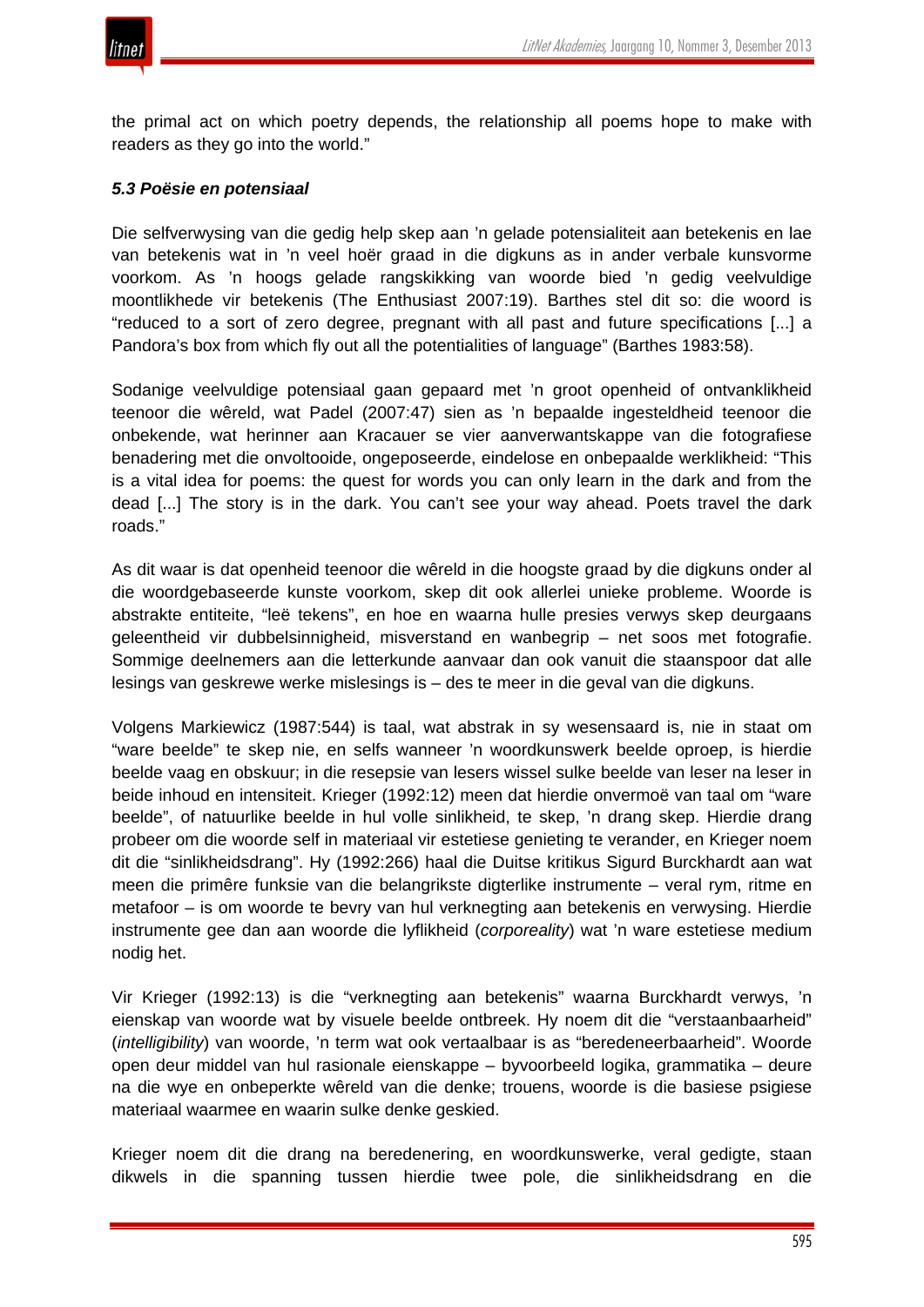the primal act on which poetry depends, the relationship all poems hope to make with readers as they go into the world."

***5.3 Poësie en potensiaal***

Die selfverwysing van die gedig help skep aan 'n gelade potensialiteit aan betekenis en lae van betekenis wat in 'n veel hoër graad in die digkuns as in ander verbale kunsvorme voorkom. As 'n hoogs gelade rangskikking van woorde bied 'n gedig veelvuldige moontlikhede vir betekenis (The Enthusiast 2007:19). Barthes stel dit so: die woord is "reduced to a sort of zero degree, pregnant with all past and future specifications [...] a Pandora's box from which fly out all the potentialities of language" (Barthes 1983:58).

Sodanige veelvuldige potensiaal gaan gepaard met 'n groot openheid of ontvanklikheid teenoor die wêreld, wat Padel (2007:47) sien as 'n bepaalde ingesteldheid teenoor die onbekende, wat herinner aan Kracauer se vier aanverwantskappe van die fotografiese benadering met die onvoltooide, ongeposeerde, eindelose en onbepaalde werklikheid: "This is a vital idea for poems: the quest for words you can only learn in the dark and from the dead [...] The story is in the dark. You can't see your way ahead. Poets travel the dark roads."

As dit waar is dat openheid teenoor die wêreld in die hoogste graad by die digkuns onder al die woordgebaseerde kunste voorkom, skep dit ook allerlei unieke probleme. Woorde is abstrakte entiteite, "leë tekens", en hoe en waarna hulle presies verwys skep deurgaans geleentheid vir dubbelsinnigheid, misverstand en wanbegrip – net soos met fotografie. Sommige deelnemers aan die letterkunde aanvaar dan ook vanuit die staanspoor dat alle lesings van geskrewe werke mislesings is – des te meer in die geval van die digkuns.

Volgens Markiewicz (1987:544) is taal, wat abstrak in sy wesensaard is, nie in staat om "ware beelde" te skep nie, en selfs wanneer 'n woordkunswerk beelde oproep, is hierdie beelde vaag en obskuur; in die resepsie van lesers wissel sulke beelde van leser na leser in beide inhoud en intensiteit. Krieger (1992:12) meen dat hierdie onvermoë van taal om "ware beelde", of natuurlike beelde in hul volle sinlikheid, te skep, 'n drang skep. Hierdie drang probeer om die woorde self in materiaal vir estetiese genieting te verander, en Krieger noem dit die "sinlikheidsdrang". Hy (1992:266) haal die Duitse kritikus Sigurd Burckhardt aan wat meen die primêre funksie van die belangrikste digterlike instrumente – veral rym, ritme en metafoor – is om woorde te bevry van hul verknegting aan betekenis en verwysing. Hierdie instrumente gee dan aan woorde die lyflikheid (*corporeality*) wat 'n ware estetiese medium nodig het.

Vir Krieger (1992:13) is die "verknegting aan betekenis" waarna Burckhardt verwys, 'n eienskap van woorde wat by visuele beelde ontbreek. Hy noem dit die "verstaanbaarheid" (*intelligibility*) van woorde, 'n term wat ook vertaalbaar is as "beredeneerbaarheid". Woorde open deur middel van hul rasionale eienskappe – byvoorbeeld logika, grammatika – deure na die wye en onbeperkte wêreld van die denke; trouens, woorde is die basiese psigiese materiaal waarmee en waarin sulke denke geskied.

Krieger noem dit die drang na beredenering, en woordkunswerke, veral gedigte, staan dikwels in die spanning tussen hierdie twee pole, die sinlikheidsdrang en die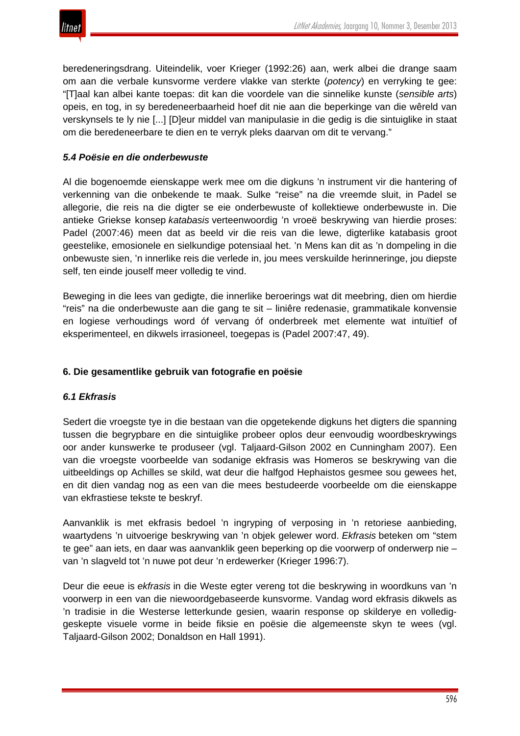beredeneringsdrang. Uiteindelik, voer Krieger (1992:26) aan, werk albei die drange saam om aan die verbale kunsvorme verdere vlakke van sterkte (*potency*) en verryking te gee: "[T]aal kan albei kante toepas: dit kan die voordele van die sinnelike kunste (*sensible arts*) opeis, en tog, in sy beredeneerbaarheid hoef dit nie aan die beperkinge van die wêreld van verskynsels te ly nie [...] [D]eur middel van manipulasie in die gedig is die sintuiglike in staat om die beredeneerbare te dien en te verryk pleks daarvan om dit te vervang."

### *5.4 Poësie en die onderbewuste*

Al die bogenoemde eienskappe werk mee om die digkuns 'n instrument vir die hantering of verkenning van die onbekende te maak. Sulke "reise" na die vreemde sluit, in Padel se allegorie, die reis na die digter se eie onderbewuste of kollektiewe onderbewuste in. Die antieke Griekse konsep *katabasis* verteenwoordig 'n vroeë beskrywing van hierdie proses: Padel (2007:46) meen dat as beeld vir die reis van die lewe, digterlike katabasis groot geestelike, emosionele en sielkundige potensiaal het. 'n Mens kan dit as 'n dompeling in die onbewuste sien, 'n innerlike reis die verlede in, jou mees verskuilde herinneringe, jou diepste self, ten einde jouself meer volledig te vind.

Beweging in die lees van gedigte, die innerlike beroerings wat dit meebring, dien om hierdie "reis" na die onderbewuste aan die gang te sit – liniêre redenasie, grammatikale konvensie en logiese verhoudings word óf vervang óf onderbreek met elemente wat intuïtief of eksperimenteel, en dikwels irrasioneel, toegepas is (Padel 2007:47, 49).

## 6. Die gesamentlike gebruik van fotografie en poësie

### *6.1 Ekfrasis*

Sedert die vroegste tye in die bestaan van die opgetekende digkuns het digters die spanning tussen die begrypbare en die sintuiglike probeer oplos deur eenvoudig woordbeskrywings oor ander kunswerke te produseer (vgl. Taljaard-Gilson 2002 en Cunningham 2007). Een van die vroegste voorbeelde van sodanige ekfrasis was Homeros se beskrywing van die uitbeeldings op Achilles se skild, wat deur die halfgod Hephaistos gesmee sou gewees het, en dit dien vandag nog as een van die mees bestudeerde voorbeelde om die eienskappe van ekfrastiese tekste te beskryf.

Aanvanklik is met ekfrasis bedoel 'n ingryping of verposing in 'n retoriese aanbieding, waartydens 'n uitvoerige beskrywing van 'n objek gelewer word. *Ekfrasis* beteken om "stem te gee" aan iets, en daar was aanvanklik geen beperking op die voorwerp of onderwerp nie – van 'n slagveld tot 'n nuwe pot deur 'n erdewerker (Krieger 1996:7).

Deur die eeue is *ekfrasis* in die Weste egter vereng tot die beskrywing in woordkuns van 'n voorwerp in een van die niewoordgebaseerde kunsvorme. Vandag word ekfrasis dikwels as 'n tradisie in die Westerse letterkunde gesien, waarin response op skilderye en volledig-geskepte visuele vorme in beide fiksie en poësie die algemeenste skyn te wees (vgl. Taljaard-Gilson 2002; Donaldson en Hall 1991).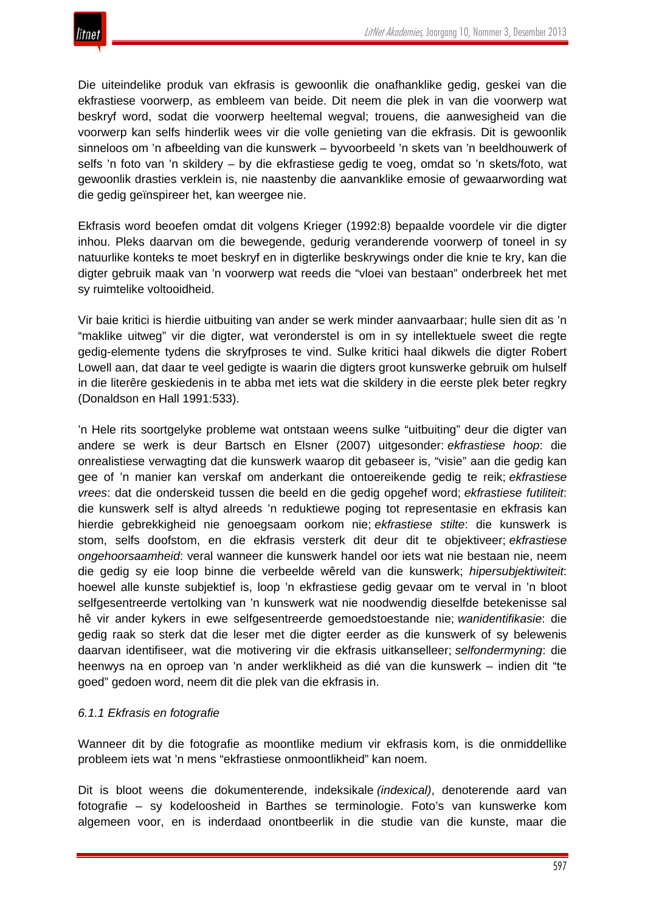Die uiteindelike produk van ekfrasis is gewoonlik die onafhanklike gedig, geskei van die ekfrastiese voorwerp, as embleem van beide. Dit neem die plek in van die voorwerp wat beskryf word, sodat die voorwerp heeltemal wegval; trouens, die aanwesigheid van die voorwerp kan selfs hinderlik wees vir die volle genieting van die ekfrasis. Dit is gewoonlik sinneloos om 'n afbeelding van die kunswerk – byvoorbeeld 'n skets van 'n beeldhouwerk of selfs 'n foto van 'n skildery – by die ekfrastiese gedig te voeg, omdat so 'n skets/foto, wat gewoonlik drasties verklein is, nie naastenby die aanvanklike emosie of gewaarwording wat die gedig geïnspireer het, kan weergee nie.

Ekfrasis word beoefen omdat dit volgens Krieger (1992:8) bepaalde voordele vir die digter inhou. Pleks daarvan om die bewegende, gedurig veranderende voorwerp of toneel in sy natuurlike konteks te moet beskryf en in digterlike beskrywings onder die knie te kry, kan die digter gebruik maak van 'n voorwerp wat reeds die "vloei van bestaan" onderbreek het met sy ruimtelike voltooidheid.

Vir baie kritici is hierdie uitbuiting van ander se werk minder aanvaarbaar; hulle sien dit as 'n "maklike uitweg" vir die digter, wat veronderstel is om in sy intellektuele sweet die regte gedig-elemente tydens die skryfproses te vind. Sulke kritici haal dikwels die digter Robert Lowell aan, dat daar te veel gedigte is waarin die digters groot kunswerke gebruik om hulself in die literêre geskiedenis in te abba met iets wat die skildery in die eerste plek beter regkry (Donaldson en Hall 1991:533).

'n Hele rits soortgelyke probleme wat ontstaan weens sulke "uitbuiting" deur die digter van andere se werk is deur Bartsch en Elsner (2007) uitgesonder: *ekfrastiese hoop*: die onrealistiese verwagting dat die kunswerk waarop dit gebaseer is, "visie" aan die gedig kan gee of 'n manier kan verskaf om anderkant die ontoereikende gedig te reik; *ekfrastiese vrees*: dat die onderskeid tussen die beeld en die gedig opgehef word; *ekfrastiese futiliteit*: die kunswerk self is altyd alreeds 'n reduktiewe poging tot representasie en ekfrasis kan hierdie gebrekkigheid nie genoegsaam oorkom nie; *ekfrastiese stilte*: die kunswerk is stom, selfs doofstom, en die ekfrasis versterk dit deur dit te objektiveer; *ekfrastiese ongehoorsaamheid*: veral wanneer die kunswerk handel oor iets wat nie bestaan nie, neem die gedig sy eie loop binne die verbeelde wêreld van die kunswerk; *hipersubjektiwiteit*: hoewel alle kunste subjektief is, loop 'n ekfrastiese gedig gevaar om te verval in 'n bloot selfgesentreerde vertolking van 'n kunswerk wat nie noodwendig dieselfde betekenisse sal hê vir ander kykers in ewe selfgesentreerde gemoedstoestande nie; *wanidentifikasie*: die gedig raak so sterk dat die leser met die digter eerder as die kunswerk of sy belewenis daarvan identifiseer, wat die motivering vir die ekfrasis uitkanselleer; *selfondermyning*: die heenwys na en oproep van 'n ander werklikheid as dié van die kunswerk – indien dit "te goed" gedoen word, neem dit die plek van die ekfrasis in.

### *6.1.1 Ekfrasis en fotografie*

Wanneer dit by die fotografie as moontlike medium vir ekfrasis kom, is die onmiddellike probleem iets wat 'n mens "ekfrastiese onmoontlikheid" kan noem.

Dit is bloot weens die dokumenterende, indeksikale *(indexical)*, denoterende aard van fotografie – sy kodeloosheid in Barthes se terminologie. Foto's van kunswerke kom algemeen voor, en is inderdaad onontbeerlik in die studie van die kunste, maar die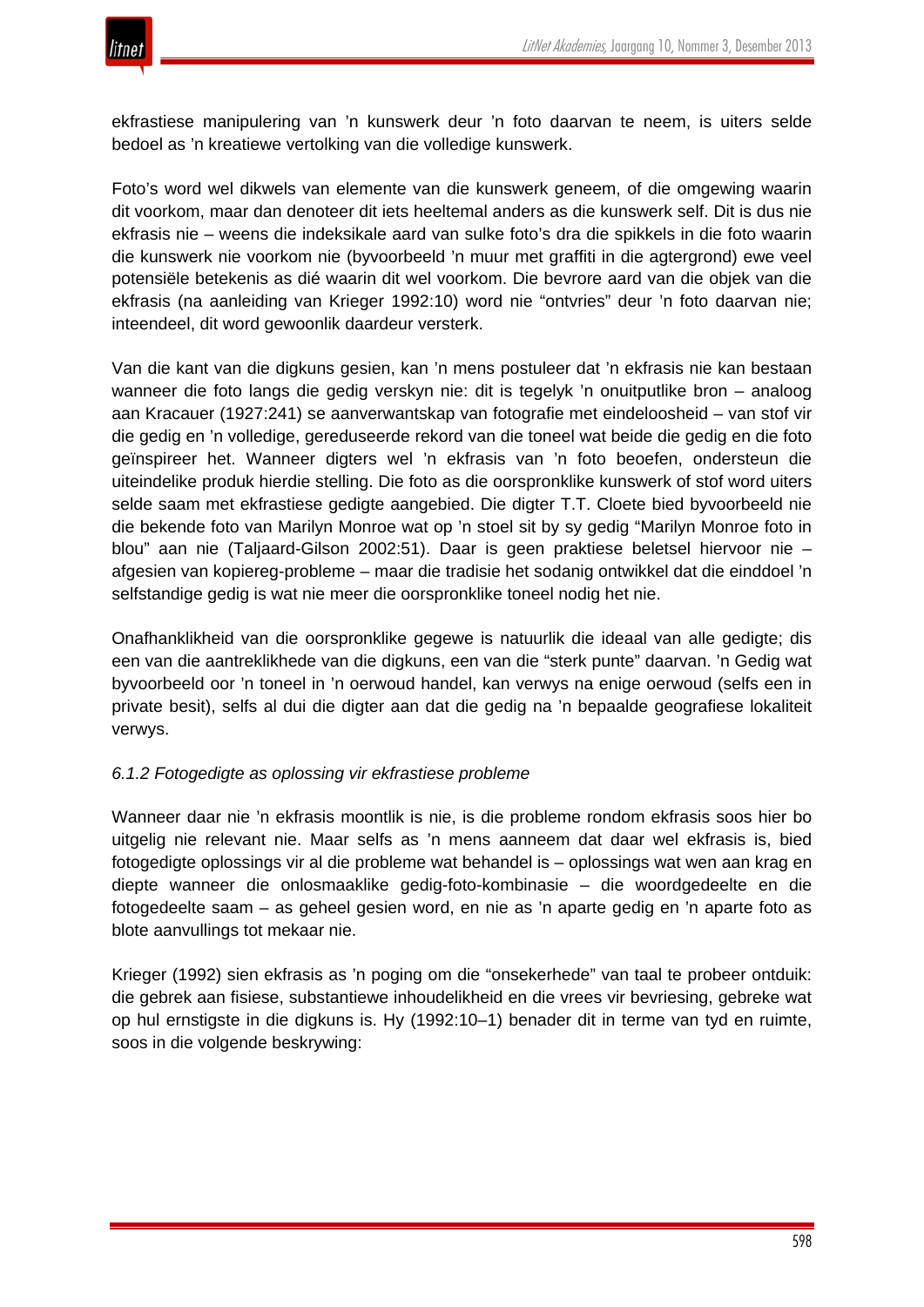ekfrastiese manipulering van 'n kunswerk deur 'n foto daarvan te neem, is uiters selde bedoel as 'n kreatiewe vertolking van die volledige kunswerk.

Foto's word wel dikwels van elemente van die kunswerk geneem, of die omgewing waarin dit voorkom, maar dan denoteer dit iets heeltemal anders as die kunswerk self. Dit is dus nie ekfrasis nie – weens die indeksikale aard van sulke foto's dra die spikkels in die foto waarin die kunswerk nie voorkom nie (byvoorbeeld 'n muur met graffiti in die agtergrond) ewe veel potensiële betekenis as dié waarin dit wel voorkom. Die bevrore aard van die objek van die ekfrasis (na aanleiding van Krieger 1992:10) word nie "ontvries" deur 'n foto daarvan nie; inteendeel, dit word gewoonlik daardeur versterk.

Van die kant van die digkuns gesien, kan 'n mens postuleer dat 'n ekfrasis nie kan bestaan wanneer die foto langs die gedig verskyn nie: dit is tegelyk 'n onuitputlike bron – analoog aan Kracauer (1927:241) se aanverwantskap van fotografie met eindeloosheid – van stof vir die gedig en 'n volledige, gereduseerde rekord van die toneel wat beide die gedig en die foto geïnspireer het. Wanneer digters wel 'n ekfrasis van 'n foto beoefen, ondersteun die uiteindelike produk hierdie stelling. Die foto as die oorspronklike kunswerk of stof word uiters selde saam met ekfrastiese gedigte aangebied. Die digter T.T. Cloete bied byvoorbeeld nie die bekende foto van Marilyn Monroe wat op 'n stoel sit by sy gedig "Marilyn Monroe foto in blou" aan nie (Taljaard-Gilson 2002:51). Daar is geen praktiese beletsel hiervoor nie – afgesien van kopiereg-probleme – maar die tradisie het sodanig ontwikkel dat die einddoel 'n selfstandige gedig is wat nie meer die oorspronklike toneel nodig het nie.

Onafhanklikheid van die oorspronklike gegewe is natuurlik die ideaal van alle gedigte; dis een van die aantreklikhede van die digkuns, een van die "sterk punte" daarvan. 'n Gedig wat byvoorbeeld oor 'n toneel in 'n oerwoud handel, kan verwys na enige oerwoud (selfs een in private besit), selfs al dui die digter aan dat die gedig na 'n bepaalde geografiese lokaliteit verwys.

*6.1.2 Fotogedigte as oplossing vir ekfrastiese probleme*

Wanneer daar nie 'n ekfrasis moontlik is nie, is die probleme rondom ekfrasis soos hier bo uitgelig nie relevant nie. Maar selfs as 'n mens aanneem dat daar wel ekfrasis is, bied fotogedigte oplossings vir al die probleme wat behandel is – oplossings wat wen aan krag en diepte wanneer die onlosmaaklike gedig-foto-kombinasie – die woordgedeelte en die fotogedeelte saam – as geheel gesien word, en nie as 'n aparte gedig en 'n aparte foto as blote aanvullings tot mekaar nie.

Krieger (1992) sien ekfrasis as 'n poging om die "onsekerhede" van taal te probeer ontduik: die gebrek aan fisiese, substantiewe inhoudelikheid en die vrees vir bevriesing, gebreke wat op hul ernstigste in die digkuns is. Hy (1992:10–1) benader dit in terme van tyd en ruimte, soos in die volgende beskrywing: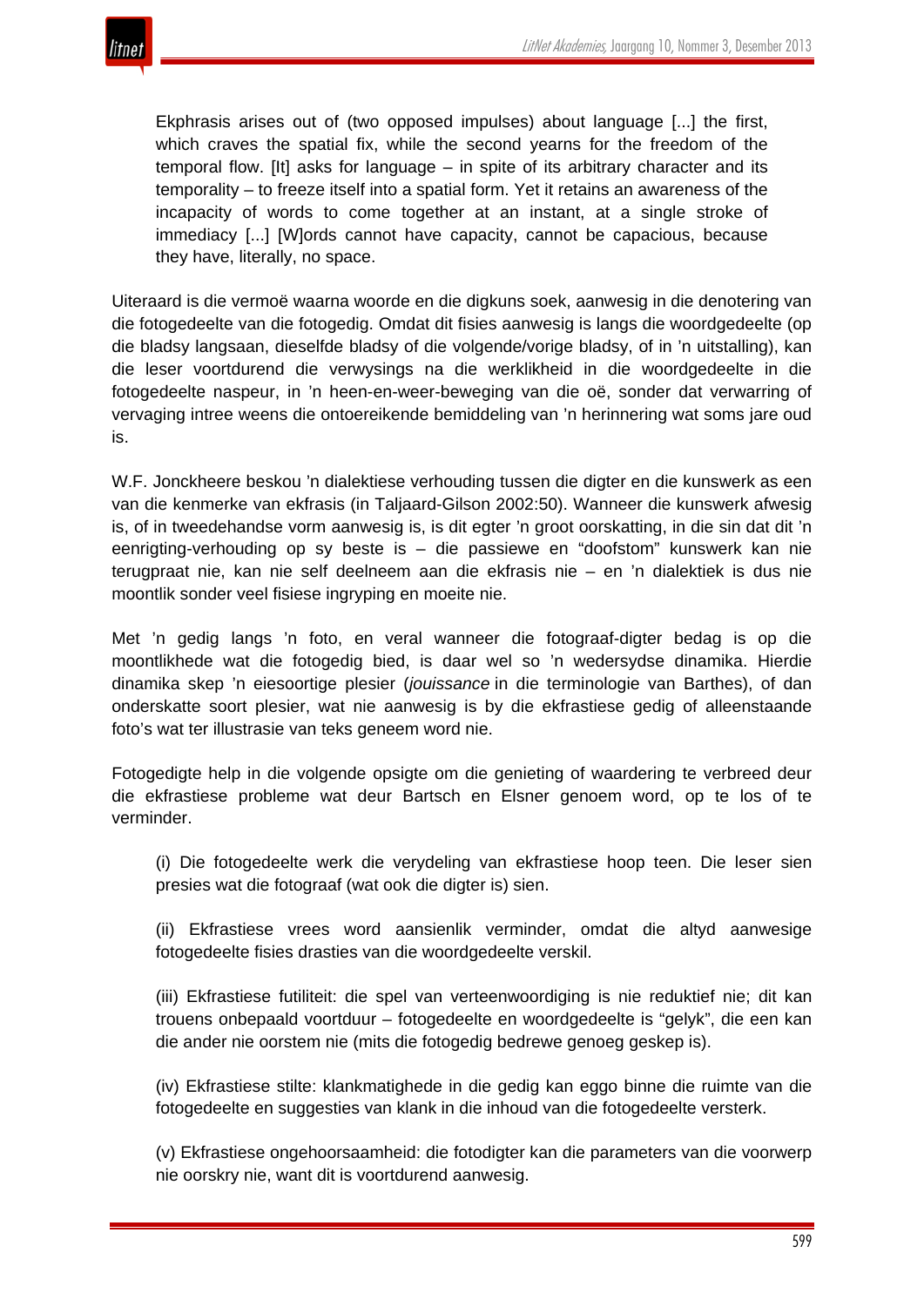> Ekphrasis arises out of (two opposed impulses) about language [...] the first, which craves the spatial fix, while the second yearns for the freedom of the temporal flow. [It] asks for language – in spite of its arbitrary character and its temporality – to freeze itself into a spatial form. Yet it retains an awareness of the incapacity of words to come together at an instant, at a single stroke of immediacy [...] [W]ords cannot have capacity, cannot be capacious, because they have, literally, no space.

Uiteraard is die vermoë waarna woorde en die digkuns soek, aanwesig in die denotering van die fotogedeelte van die fotogedig. Omdat dit fisies aanwesig is langs die woordgedeelte (op die bladsy langsaan, dieselfde bladsy of die volgende/vorige bladsy, of in 'n uitstalling), kan die leser voortdurend die verwysings na die werklikheid in die woordgedeelte in die fotogedeelte naspeur, in 'n heen-en-weer-beweging van die oë, sonder dat verwarring of vervaging intree weens die ontoereikende bemiddeling van 'n herinnering wat soms jare oud is.

W.F. Jonckheere beskou 'n dialektiese verhouding tussen die digter en die kunswerk as een van die kenmerke van ekfrasis (in Taljaard-Gilson 2002:50). Wanneer die kunswerk afwesig is, of in tweedehandse vorm aanwesig is, is dit egter 'n groot oorskatting, in die sin dat dit 'n eenrigting-verhouding op sy beste is – die passiewe en "doofstom" kunswerk kan nie terugpraat nie, kan nie self deelneem aan die ekfrasis nie – en 'n dialektiek is dus nie moontlik sonder veel fisiese ingryping en moeite nie.

Met 'n gedig langs 'n foto, en veral wanneer die fotograaf-digter bedag is op die moontlikhede wat die fotogedig bied, is daar wel so 'n wedersydse dinamika. Hierdie dinamika skep 'n eiesoortige plesier (*jouissance* in die terminologie van Barthes), of dan onderskatte soort plesier, wat nie aanwesig is by die ekfrastiese gedig of alleenstaande foto's wat ter illustrasie van teks geneem word nie.

Fotogedigte help in die volgende opsigte om die genieting of waardering te verbreed deur die ekfrastiese probleme wat deur Bartsch en Elsner genoem word, op te los of te verminder.

> (i) Die fotogedeelte werk die verydeling van ekfrastiese hoop teen. Die leser sien presies wat die fotograaf (wat ook die digter is) sien.
>
> (ii) Ekfrastiese vrees word aansienlik verminder, omdat die altyd aanwesige fotogedeelte fisies drasties van die woordgedeelte verskil.
>
> (iii) Ekfrastiese futiliteit: die spel van verteenwoordiging is nie reduktief nie; dit kan trouens onbepaald voortduur – fotogedeelte en woordgedeelte is "gelyk", die een kan die ander nie oorstem nie (mits die fotogedig bedrewe genoeg geskep is).
>
> (iv) Ekfrastiese stilte: klankmatighede in die gedig kan eggo binne die ruimte van die fotogedeelte en suggesties van klank in die inhoud van die fotogedeelte versterk.
>
> (v) Ekfrastiese ongehoorsaamheid: die fotodigter kan die parameters van die voorwerp nie oorskry nie, want dit is voortdurend aanwesig.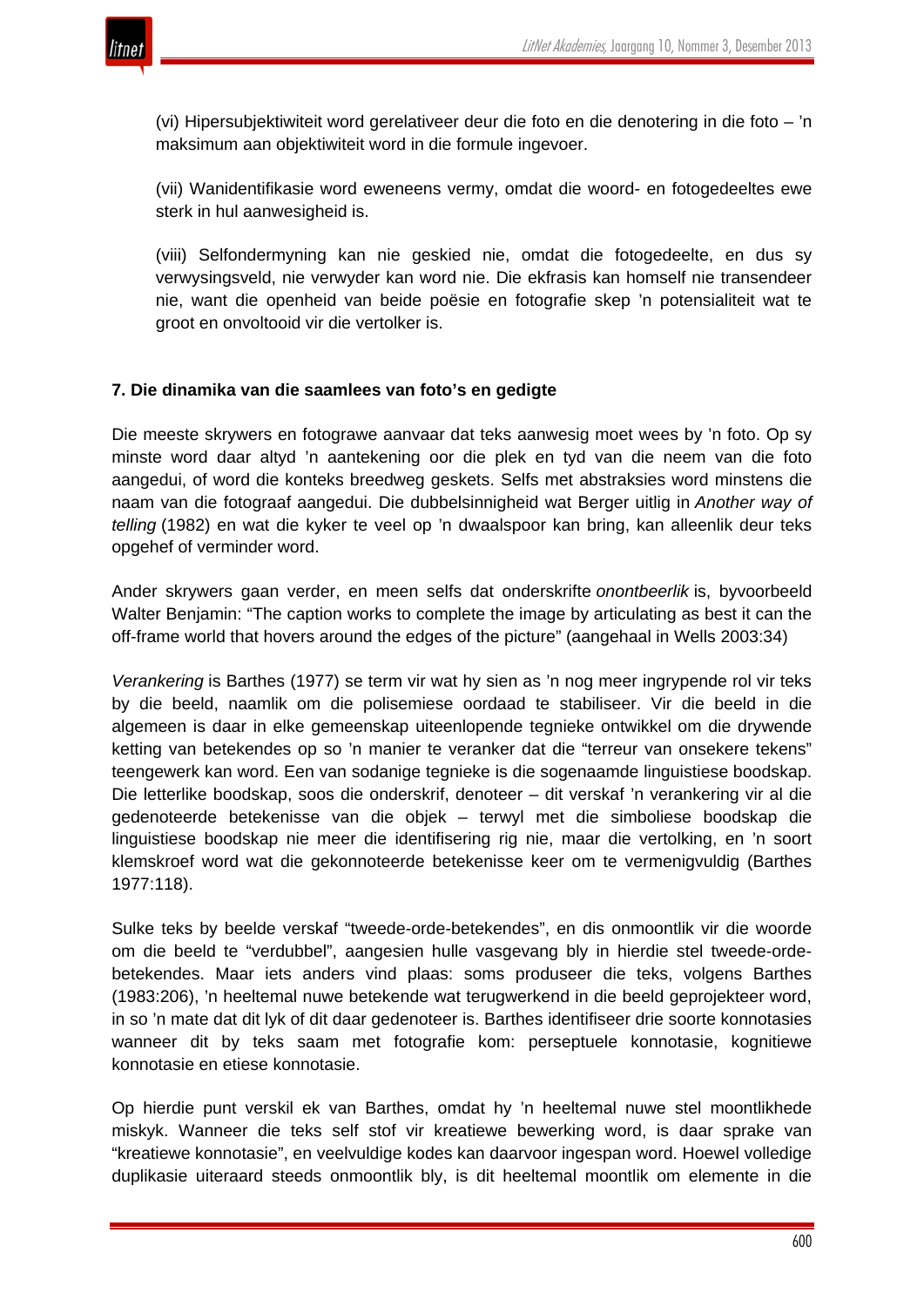(vi) Hipersubjektiwiteit word gerelativeer deur die foto en die denotering in die foto – ’n maksimum aan objektiwiteit word in die formule ingevoer.

(vii) Wanidentifikasie word eweneens vermy, omdat die woord- en fotogedeeltes ewe sterk in hul aanwesigheid is.

(viii) Selfondermyning kan nie geskied nie, omdat die fotogedeelte, en dus sy verwysingsveld, nie verwyder kan word nie. Die ekfrasis kan homself nie transendeer nie, want die openheid van beide poësie en fotografie skep ’n potensialiteit wat te groot en onvoltooid vir die vertolker is.

### 7. Die dinamika van die saamlees van foto’s en gedigte

Die meeste skrywers en fotograwe aanvaar dat teks aanwesig moet wees by ’n foto. Op sy minste word daar altyd ’n aantekening oor die plek en tyd van die neem van die foto aangedui, of word die konteks breedweg geskets. Selfs met abstraksies word minstens die naam van die fotograaf aangedui. Die dubbelsinnigheid wat Berger uitlig in *Another way of telling* (1982) en wat die kyker te veel op ’n dwaalspoor kan bring, kan alleenlik deur teks opgehef of verminder word.

Ander skrywers gaan verder, en meen selfs dat onderskrifte *onontbeerlik* is, byvoorbeeld Walter Benjamin: “The caption works to complete the image by articulating as best it can the off-frame world that hovers around the edges of the picture” (aangehaal in Wells 2003:34)

*Verankering* is Barthes (1977) se term vir wat hy sien as ’n nog meer ingrypende rol vir teks by die beeld, naamlik om die polisemiese oordaad te stabiliseer. Vir die beeld in die algemeen is daar in elke gemeenskap uiteenlopende tegnieke ontwikkel om die drywende ketting van betekendes op so ’n manier te veranker dat die “terreur van onsekere tekens” teengewerk kan word. Een van sodanige tegnieke is die sogenaamde linguistiese boodskap. Die letterlike boodskap, soos die onderskrif, denoteer – dit verskaf ’n verankering vir al die gedenoteerde betekenisse van die objek – terwyl met die simboliese boodskap die linguistiese boodskap nie meer die identifisering rig nie, maar die vertolking, en ’n soort klemskroef word wat die gekonnoteerde betekenisse keer om te vermenigvuldig (Barthes 1977:118).

Sulke teks by beelde verskaf “tweede-orde-betekendes”, en dis onmoontlik vir die woorde om die beeld te “verdubbel”, aangesien hulle vasgevang bly in hierdie stel tweede-orde-betekendes. Maar iets anders vind plaas: soms produseer die teks, volgens Barthes (1983:206), ’n heeltemal nuwe betekende wat terugwerkend in die beeld geprojekteer word, in so ’n mate dat dit lyk of dit daar gedenoteer is. Barthes identifiseer drie soorte konnotasies wanneer dit by teks saam met fotografie kom: perseptuele konnotasie, kognitiewe konnotasie en etiese konnotasie.

Op hierdie punt verskil ek van Barthes, omdat hy ’n heeltemal nuwe stel moontlikhede miskyk. Wanneer die teks self stof vir kreatiewe bewerking word, is daar sprake van “kreatiewe konnotasie”, en veelvuldige kodes kan daarvoor ingespan word. Hoewel volledige duplikasie uiteraard steeds onmoontlik bly, is dit heeltemal moontlik om elemente in die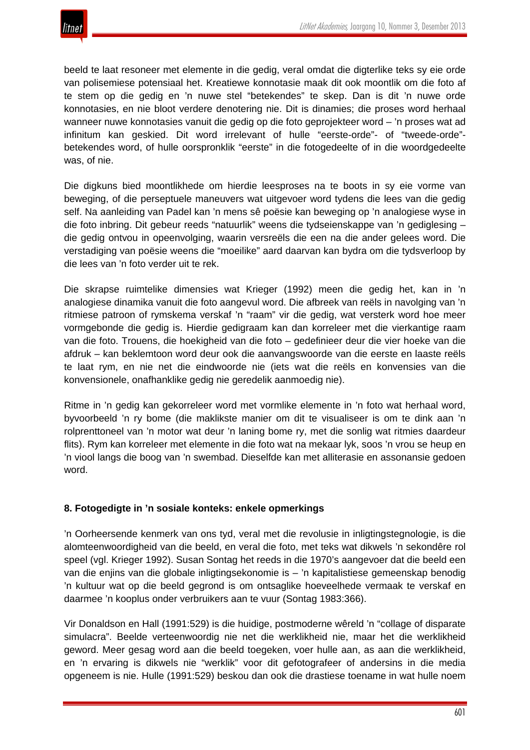beeld te laat resoneer met elemente in die gedig, veral omdat die digterlike teks sy eie orde van polisemiese potensiaal het. Kreatiewe konnotasie maak dit ook moontlik om die foto af te stem op die gedig en ’n nuwe stel “betekendes” te skep. Dan is dit ’n nuwe orde konnotasies, en nie bloot verdere denotering nie. Dit is dinamies; die proses word herhaal wanneer nuwe konnotasies vanuit die gedig op die foto geprojekteer word – ’n proses wat ad infinitum kan geskied. Dit word irrelevant of hulle “eerste-orde”- of “tweede-orde”-betekendes word, of hulle oorspronklik “eerste” in die fotogedeelte of in die woordgedeelte was, of nie.

Die digkuns bied moontlikhede om hierdie leesproses na te boots in sy eie vorme van beweging, of die perseptuele maneuvers wat uitgevoer word tydens die lees van die gedig self. Na aanleiding van Padel kan ’n mens sê poësie kan beweging op ’n analogiese wyse in die foto inbring. Dit gebeur reeds “natuurlik” weens die tydseienskappe van ’n gediglesing – die gedig ontvou in opeenvolging, waarin versreëls die een na die ander gelees word. Die verstadiging van poësie weens die “moeilike” aard daarvan kan bydra om die tydsverloop by die lees van ’n foto verder uit te rek.

Die skrapse ruimtelike dimensies wat Krieger (1992) meen die gedig het, kan in ’n analogiese dinamika vanuit die foto aangevul word. Die afbreek van reëls in navolging van ’n ritmiese patroon of rymskema verskaf ’n “raam” vir die gedig, wat versterk word hoe meer vormgebonde die gedig is. Hierdie gedigraam kan dan korreleer met die vierkantige raam van die foto. Trouens, die hoekigheid van die foto – gedefinieer deur die vier hoeke van die afdruk – kan beklemtoon word deur ook die aanvangswoorde van die eerste en laaste reëls te laat rym, en nie net die eindwoorde nie (iets wat die reëls en konvensies van die konvensionele, onafhanklike gedig nie geredelik aanmoedig nie).

Ritme in ’n gedig kan gekorreleer word met vormlike elemente in ’n foto wat herhaal word, byvoorbeeld ’n ry bome (die maklikste manier om dit te visualiseer is om te dink aan ’n rolprenttoneel van ’n motor wat deur ’n laning bome ry, met die sonlig wat ritmies daardeur flits). Rym kan korreleer met elemente in die foto wat na mekaar lyk, soos ’n vrou se heup en ’n viool langs die boog van ’n swembad. Dieselfde kan met alliterasie en assonansie gedoen word.

### 8. Fotogedigte in ’n sosiale konteks: enkele opmerkings

’n Oorheersende kenmerk van ons tyd, veral met die revolusie in inligtingstegnologie, is die alomteenwoordigheid van die beeld, en veral die foto, met teks wat dikwels ’n sekondêre rol speel (vgl. Krieger 1992). Susan Sontag het reeds in die 1970’s aangevoer dat die beeld een van die enjins van die globale inligtingsekonomie is – ’n kapitalistiese gemeenskap benodig ’n kultuur wat op die beeld gegrond is om ontsaglike hoeveelhede vermaak te verskaf en daarmee ’n kooplus onder verbruikers aan te vuur (Sontag 1983:366).

Vir Donaldson en Hall (1991:529) is die huidige, postmoderne wêreld ’n “collage of disparate simulacra”. Beelde verteenwoordig nie net die werklikheid nie, maar het die werklikheid geword. Meer gesag word aan die beeld toegeken, voer hulle aan, as aan die werklikheid, en ’n ervaring is dikwels nie “werklik” voor dit gefotografeer of andersins in die media opgeneem is nie. Hulle (1991:529) beskou dan ook die drastiese toename in wat hulle noem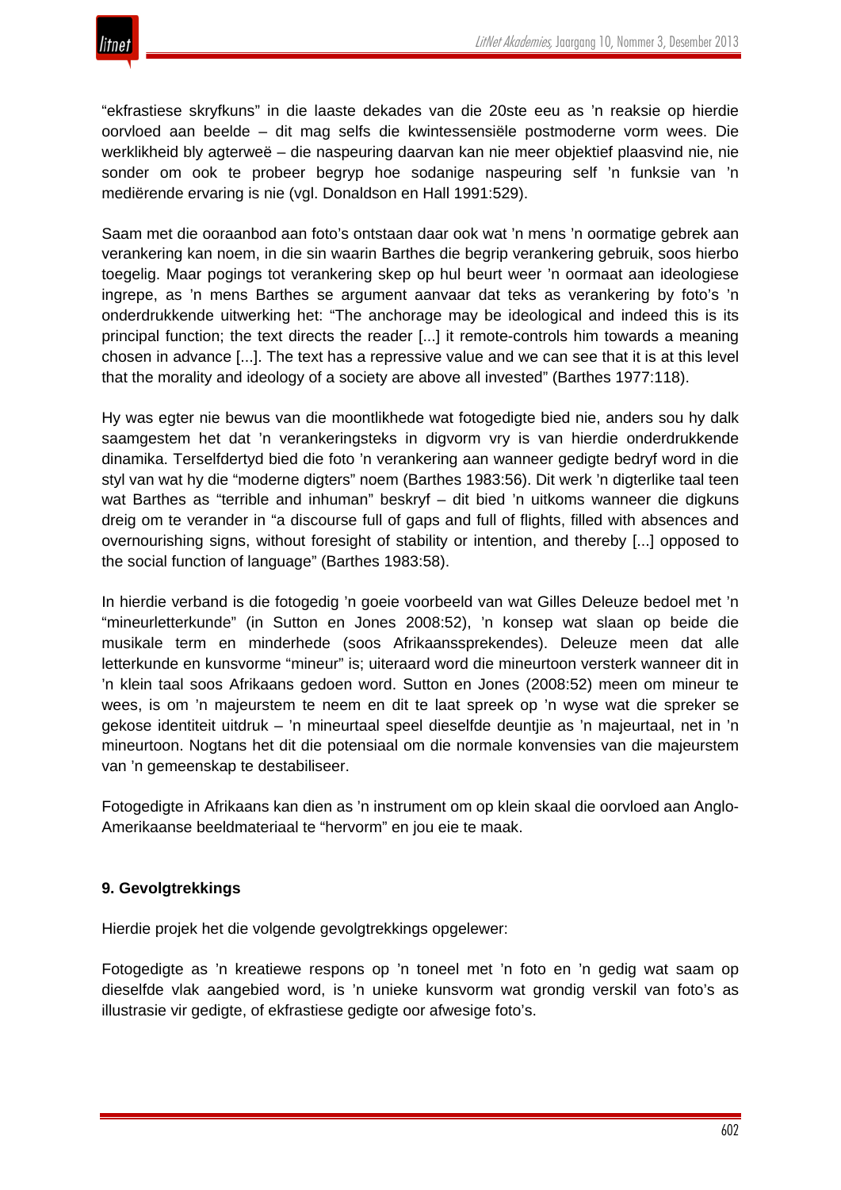"ekfrastiese skryfkuns" in die laaste dekades van die 20ste eeu as 'n reaksie op hierdie oorvloed aan beelde – dit mag selfs die kwintessensiële postmoderne vorm wees. Die werklikheid bly agterweë – die naspeuring daarvan kan nie meer objektief plaasvind nie, nie sonder om ook te probeer begryp hoe sodanige naspeuring self 'n funksie van 'n mediërende ervaring is nie (vgl. Donaldson en Hall 1991:529).

Saam met die ooraanbod aan foto's ontstaan daar ook wat 'n mens 'n oormatige gebrek aan verankering kan noem, in die sin waarin Barthes die begrip verankering gebruik, soos hierbo toegelig. Maar pogings tot verankering skep op hul beurt weer 'n oormaat aan ideologiese ingrepe, as 'n mens Barthes se argument aanvaar dat teks as verankering by foto's 'n onderdrukkende uitwerking het: "The anchorage may be ideological and indeed this is its principal function; the text directs the reader [...] it remote-controls him towards a meaning chosen in advance [...]. The text has a repressive value and we can see that it is at this level that the morality and ideology of a society are above all invested" (Barthes 1977:118).

Hy was egter nie bewus van die moontlikhede wat fotogedigte bied nie, anders sou hy dalk saamgestem het dat 'n verankeringsteks in digvorm vry is van hierdie onderdrukkende dinamika. Terselfdertyd bied die foto 'n verankering aan wanneer gedigte bedryf word in die styl van wat hy die "moderne digters" noem (Barthes 1983:56). Dit werk 'n digterlike taal teen wat Barthes as "terrible and inhuman" beskryf – dit bied 'n uitkoms wanneer die digkuns dreig om te verander in "a discourse full of gaps and full of flights, filled with absences and overnourishing signs, without foresight of stability or intention, and thereby [...] opposed to the social function of language" (Barthes 1983:58).

In hierdie verband is die fotogedig 'n goeie voorbeeld van wat Gilles Deleuze bedoel met 'n "mineurletterkunde" (in Sutton en Jones 2008:52), 'n konsep wat slaan op beide die musikale term en minderhede (soos Afrikaanssprekendes). Deleuze meen dat alle letterkunde en kunsvorme "mineur" is; uiteraard word die mineurtoon versterk wanneer dit in 'n klein taal soos Afrikaans gedoen word. Sutton en Jones (2008:52) meen om mineur te wees, is om 'n majeurstem te neem en dit te laat spreek op 'n wyse wat die spreker se gekose identiteit uitdruk – 'n mineurtaal speel dieselfde deuntjie as 'n majeurtaal, net in 'n mineurtoon. Nogtans het dit die potensiaal om die normale konvensies van die majeurstem van 'n gemeenskap te destabiliseer.

Fotogedigte in Afrikaans kan dien as 'n instrument om op klein skaal die oorvloed aan Anglo-Amerikaanse beeldmateriaal te "hervorm" en jou eie te maak.

### 9. Gevolgtrekkings

Hierdie projek het die volgende gevolgtrekkings opgelewer:

Fotogedigte as 'n kreatiewe respons op 'n toneel met 'n foto en 'n gedig wat saam op dieselfde vlak aangebied word, is 'n unieke kunsvorm wat grondig verskil van foto's as illustrasie vir gedigte, of ekfrastiese gedigte oor afwesige foto's.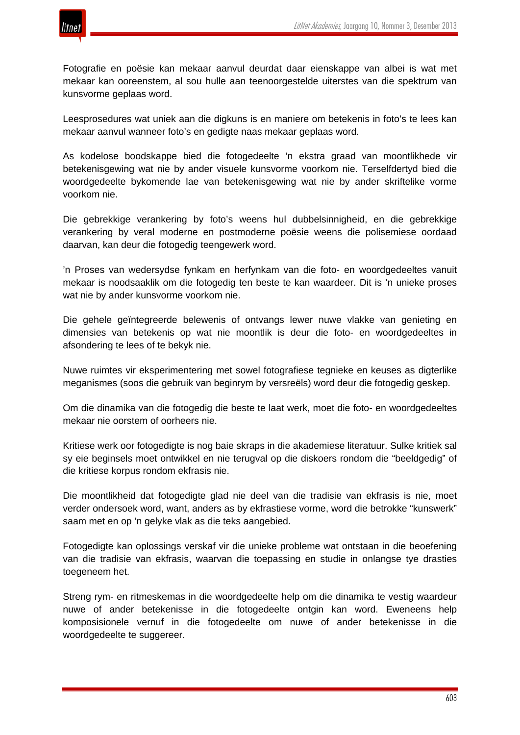Fotografie en poësie kan mekaar aanvul deurdat daar eienskappe van albei is wat met mekaar kan ooreenstem, al sou hulle aan teenoorgestelde uiterstes van die spektrum van kunsvorme geplaas word.

Leesprosedures wat uniek aan die digkuns is en maniere om betekenis in foto's te lees kan mekaar aanvul wanneer foto's en gedigte naas mekaar geplaas word.

As kodelose boodskappe bied die fotogedeelte 'n ekstra graad van moontlikhede vir betekenisgewing wat nie by ander visuele kunsvorme voorkom nie. Terselfdertyd bied die woordgedeelte bykomende lae van betekenisgewing wat nie by ander skriftelike vorme voorkom nie.

Die gebrekkige verankering by foto's weens hul dubbelsinnigheid, en die gebrekkige verankering by veral moderne en postmoderne poësie weens die polisemiese oordaad daarvan, kan deur die fotogedig teengewerk word.

'n Proses van wedersydse fynkam en herfynkam van die foto- en woordgedeeltes vanuit mekaar is noodsaaklik om die fotogedig ten beste te kan waardeer. Dit is 'n unieke proses wat nie by ander kunsvorme voorkom nie.

Die gehele geïntegreerde belewenis of ontvangs lewer nuwe vlakke van genieting en dimensies van betekenis op wat nie moontlik is deur die foto- en woordgedeeltes in afsondering te lees of te bekyk nie.

Nuwe ruimtes vir eksperimentering met sowel fotografiese tegnieke en keuses as digterlike meganismes (soos die gebruik van beginrym by versreëls) word deur die fotogedig geskep.

Om die dinamika van die fotogedig die beste te laat werk, moet die foto- en woordgedeeltes mekaar nie oorstem of oorheers nie.

Kritiese werk oor fotogedigte is nog baie skraps in die akademiese literatuur. Sulke kritiek sal sy eie beginsels moet ontwikkel en nie terugval op die diskoers rondom die "beeldgedig" of die kritiese korpus rondom ekfrasis nie.

Die moontlikheid dat fotogedigte glad nie deel van die tradisie van ekfrasis is nie, moet verder ondersoek word, want, anders as by ekfrastiese vorme, word die betrokke "kunswerk" saam met en op 'n gelyke vlak as die teks aangebied.

Fotogedigte kan oplossings verskaf vir die unieke probleme wat ontstaan in die beoefening van die tradisie van ekfrasis, waarvan die toepassing en studie in onlangse tye drasties toegeneem het.

Streng rym- en ritmeskemas in die woordgedeelte help om die dinamika te vestig waardeur nuwe of ander betekenisse in die fotogedeelte ontgin kan word. Eweneens help komposisionele vernuf in die fotogedeelte om nuwe of ander betekenisse in die woordgedeelte te suggereer.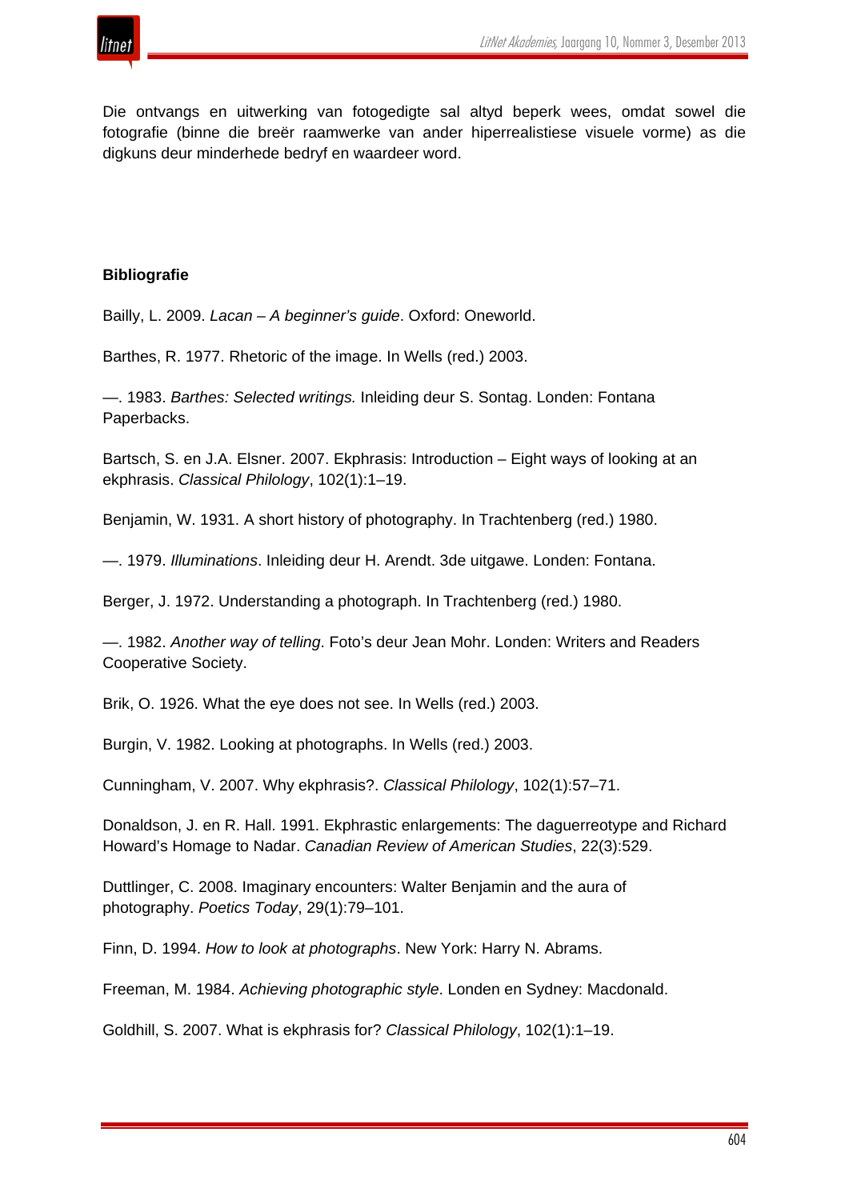Die ontvangs en uitwerking van fotogedigte sal altyd beperk wees, omdat sowel die fotografie (binne die breër raamwerke van ander hiperrealistiese visuele vorme) as die digkuns deur minderhede bedryf en waardeer word.

### Bibliografie

Bailly, L. 2009. *Lacan – A beginner's guide*. Oxford: Oneworld.

Barthes, R. 1977. Rhetoric of the image. In Wells (red.) 2003.

—. 1983. *Barthes: Selected writings.* Inleiding deur S. Sontag. Londen: Fontana Paperbacks.

Bartsch, S. en J.A. Elsner. 2007. Ekphrasis: Introduction – Eight ways of looking at an ekphrasis. *Classical Philology*, 102(1):1–19.

Benjamin, W. 1931. A short history of photography. In Trachtenberg (red.) 1980.

—. 1979. *Illuminations*. Inleiding deur H. Arendt. 3de uitgawe. Londen: Fontana.

Berger, J. 1972. Understanding a photograph. In Trachtenberg (red.) 1980.

—. 1982. *Another way of telling*. Foto's deur Jean Mohr. Londen: Writers and Readers Cooperative Society.

Brik, O. 1926. What the eye does not see. In Wells (red.) 2003.

Burgin, V. 1982. Looking at photographs. In Wells (red.) 2003.

Cunningham, V. 2007. Why ekphrasis?. *Classical Philology*, 102(1):57–71.

Donaldson, J. en R. Hall. 1991. Ekphrastic enlargements: The daguerreotype and Richard Howard's Homage to Nadar. *Canadian Review of American Studies*, 22(3):529.

Duttlinger, C. 2008. Imaginary encounters: Walter Benjamin and the aura of photography. *Poetics Today*, 29(1):79–101.

Finn, D. 1994. *How to look at photographs*. New York: Harry N. Abrams.

Freeman, M. 1984. *Achieving photographic style*. Londen en Sydney: Macdonald.

Goldhill, S. 2007. What is ekphrasis for? *Classical Philology*, 102(1):1–19.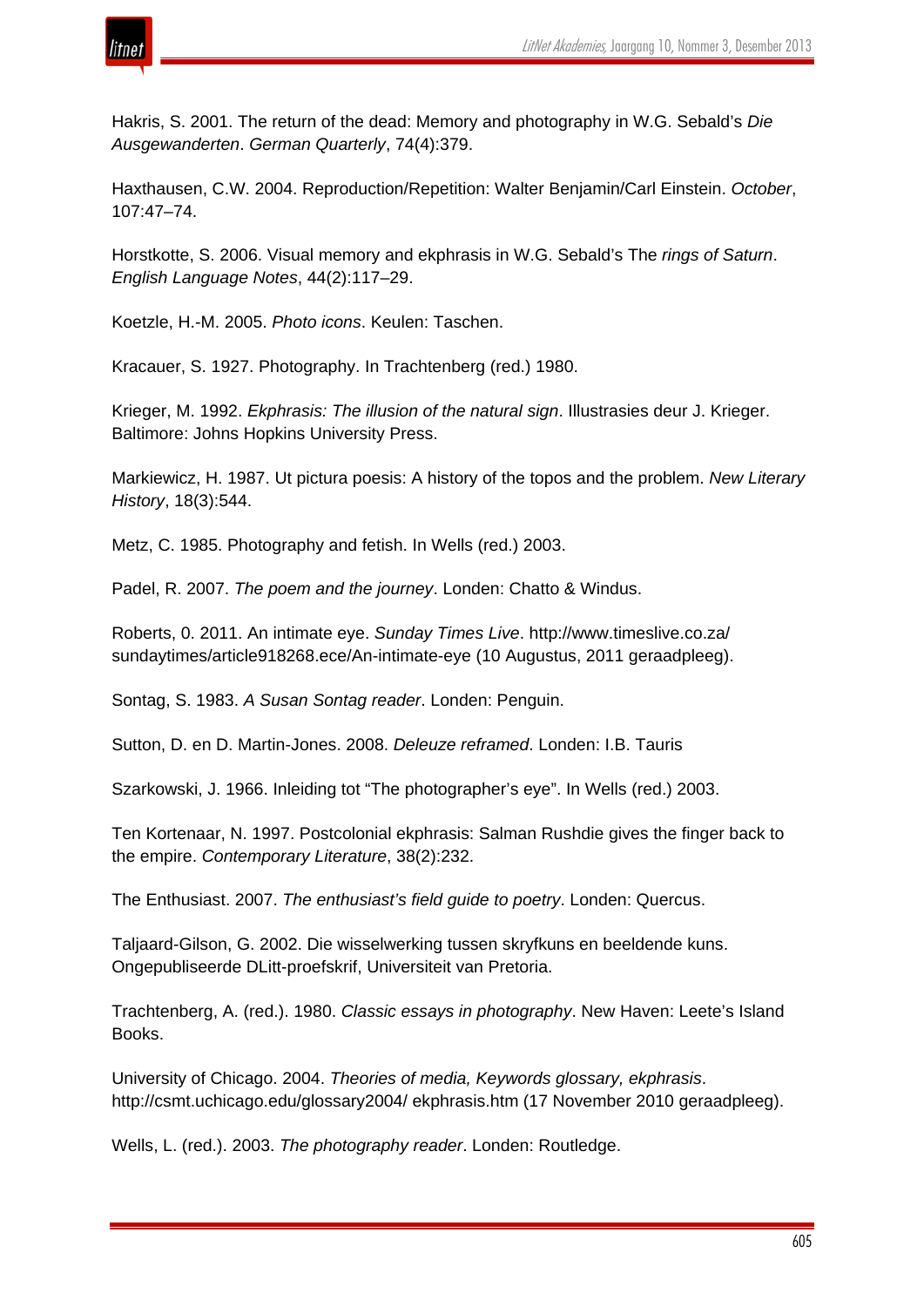Hakris, S. 2001. The return of the dead: Memory and photography in W.G. Sebald's *Die Ausgewanderten*. *German Quarterly*, 74(4):379.

Haxthausen, C.W. 2004. Reproduction/Repetition: Walter Benjamin/Carl Einstein. *October*, 107:47–74.

Horstkotte, S. 2006. Visual memory and ekphrasis in W.G. Sebald's The *rings of Saturn*. *English Language Notes*, 44(2):117–29.

Koetzle, H.-M. 2005. *Photo icons*. Keulen: Taschen.

Kracauer, S. 1927. Photography. In Trachtenberg (red.) 1980.

Krieger, M. 1992. *Ekphrasis: The illusion of the natural sign*. Illustrasies deur J. Krieger. Baltimore: Johns Hopkins University Press.

Markiewicz, H. 1987. Ut pictura poesis: A history of the topos and the problem. *New Literary History*, 18(3):544.

Metz, C. 1985. Photography and fetish. In Wells (red.) 2003.

Padel, R. 2007. *The poem and the journey*. Londen: Chatto & Windus.

Roberts, 0. 2011. An intimate eye. *Sunday Times Live*. http://www.timeslive.co.za/ sundaytimes/article918268.ece/An-intimate-eye (10 Augustus, 2011 geraadpleeg).

Sontag, S. 1983. *A Susan Sontag reader*. Londen: Penguin.

Sutton, D. en D. Martin-Jones. 2008. *Deleuze reframed*. Londen: I.B. Tauris

Szarkowski, J. 1966. Inleiding tot "The photographer's eye". In Wells (red.) 2003.

Ten Kortenaar, N. 1997. Postcolonial ekphrasis: Salman Rushdie gives the finger back to the empire. *Contemporary Literature*, 38(2):232.

The Enthusiast. 2007. *The enthusiast's field guide to poetry*. Londen: Quercus.

Taljaard-Gilson, G. 2002. Die wisselwerking tussen skryfkuns en beeldende kuns. Ongepubliseerde DLitt-proefskrif, Universiteit van Pretoria.

Trachtenberg, A. (red.). 1980. *Classic essays in photography*. New Haven: Leete's Island Books.

University of Chicago. 2004. *Theories of media, Keywords glossary, ekphrasis*. http://csmt.uchicago.edu/glossary2004/ ekphrasis.htm (17 November 2010 geraadpleeg).

Wells, L. (red.). 2003. *The photography reader*. Londen: Routledge.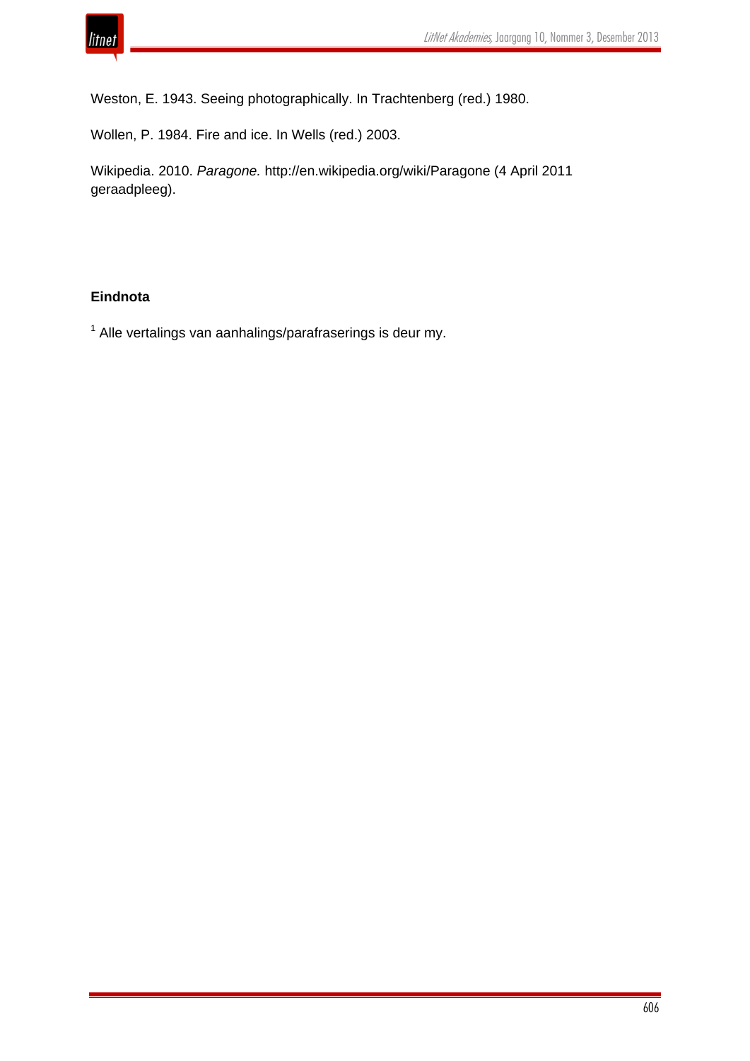Weston, E. 1943. Seeing photographically. In Trachtenberg (red.) 1980.

Wollen, P. 1984. Fire and ice. In Wells (red.) 2003.

Wikipedia. 2010. *Paragone.* http://en.wikipedia.org/wiki/Paragone (4 April 2011 geraadpleeg).

**Eindnota**

[1] Alle vertalings van aanhalings/parafraserings is deur my.